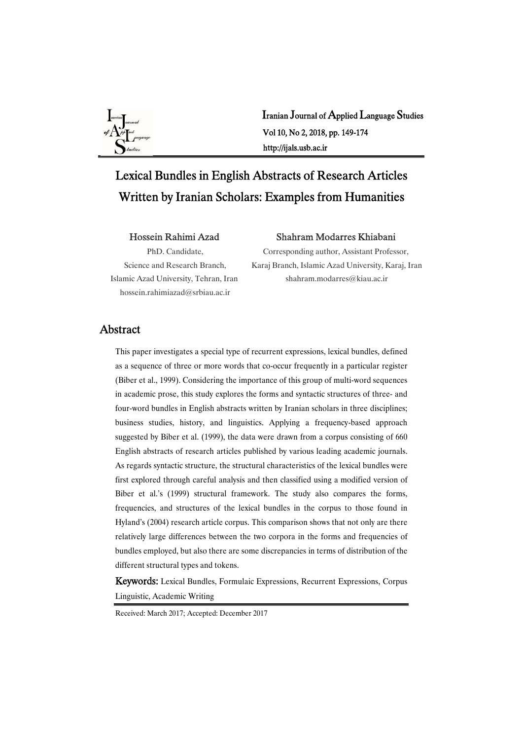# Lexical Bundles in English Abstracts of Research Articles Written by Iranian Scholars: Examples from Humanities

**Hossein Rahimi Azad**
PhD. Candidate,
Science and Research Branch,
Islamic Azad University, Tehran, Iran
hossein.rahimiazad@srbiau.ac.ir

**Shahram Modarres Khiabani**
Corresponding author, Assistant Professor,
Karaj Branch, Islamic Azad University, Karaj, Iran
shahram.modarres@kiau.ac.ir

## Abstract

This paper investigates a special type of recurrent expressions, lexical bundles, defined as a sequence of three or more words that co-occur frequently in a particular register (Biber et al., 1999). Considering the importance of this group of multi-word sequences in academic prose, this study explores the forms and syntactic structures of three- and four-word bundles in English abstracts written by Iranian scholars in three disciplines; business studies, history, and linguistics. Applying a frequency-based approach suggested by Biber et al. (1999), the data were drawn from a corpus consisting of 660 English abstracts of research articles published by various leading academic journals. As regards syntactic structure, the structural characteristics of the lexical bundles were first explored through careful analysis and then classified using a modified version of Biber et al.'s (1999) structural framework. The study also compares the forms, frequencies, and structures of the lexical bundles in the corpus to those found in Hyland's (2004) research article corpus. This comparison shows that not only are there relatively large differences between the two corpora in the forms and frequencies of bundles employed, but also there are some discrepancies in terms of distribution of the different structural types and tokens.

**Keywords:** Lexical Bundles, Formulaic Expressions, Recurrent Expressions, Corpus Linguistic, Academic Writing

Received: March 2017; Accepted: December 2017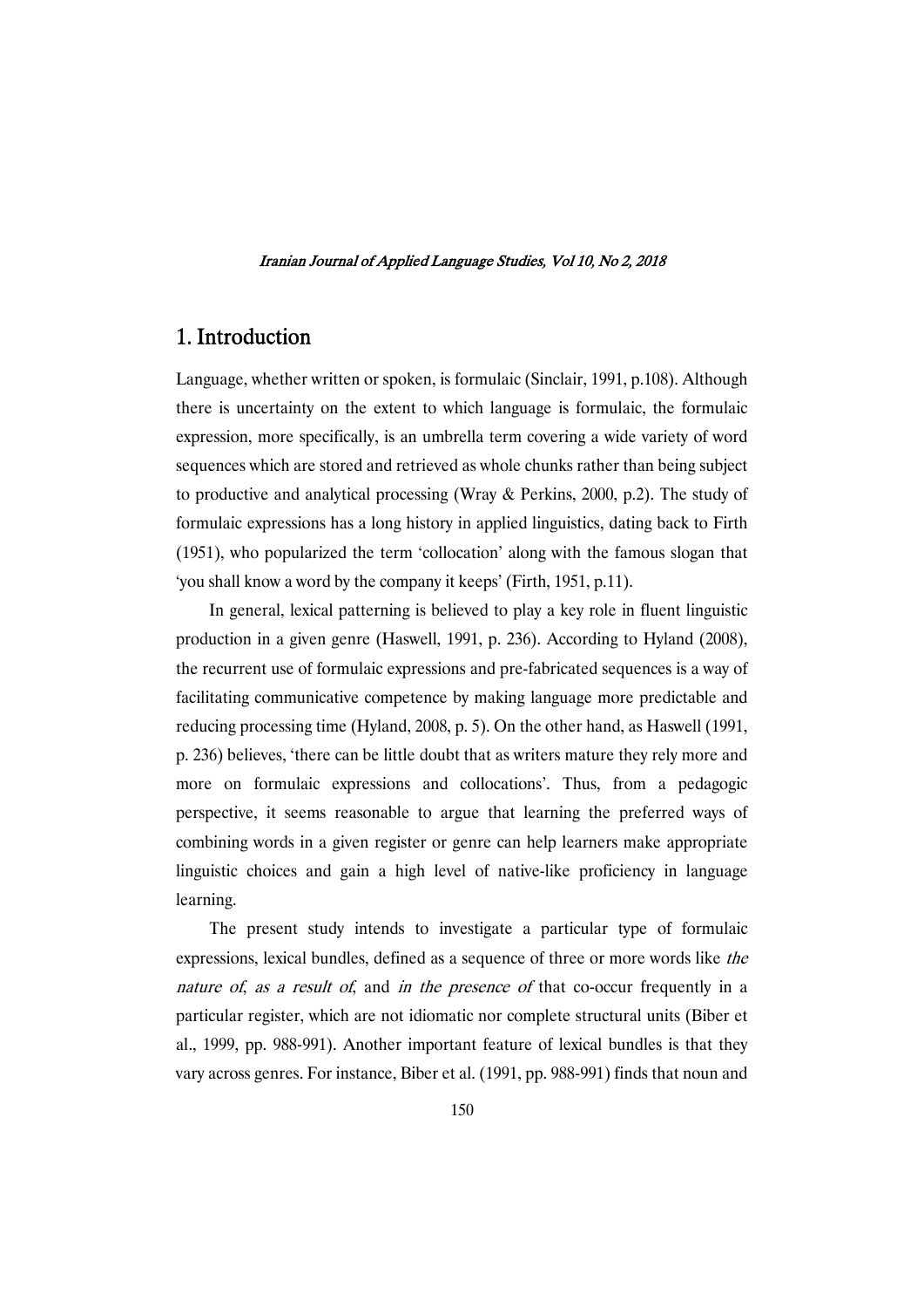## 1. Introduction

Language, whether written or spoken, is formulaic (Sinclair, 1991, p.108). Although there is uncertainty on the extent to which language is formulaic, the formulaic expression, more specifically, is an umbrella term covering a wide variety of word sequences which are stored and retrieved as whole chunks rather than being subject to productive and analytical processing (Wray & Perkins, 2000, p.2). The study of formulaic expressions has a long history in applied linguistics, dating back to Firth (1951), who popularized the term 'collocation' along with the famous slogan that 'you shall know a word by the company it keeps' (Firth, 1951, p.11).

In general, lexical patterning is believed to play a key role in fluent linguistic production in a given genre (Haswell, 1991, p. 236). According to Hyland (2008), the recurrent use of formulaic expressions and pre-fabricated sequences is a way of facilitating communicative competence by making language more predictable and reducing processing time (Hyland, 2008, p. 5). On the other hand, as Haswell (1991, p. 236) believes, 'there can be little doubt that as writers mature they rely more and more on formulaic expressions and collocations'. Thus, from a pedagogic perspective, it seems reasonable to argue that learning the preferred ways of combining words in a given register or genre can help learners make appropriate linguistic choices and gain a high level of native-like proficiency in language learning.

The present study intends to investigate a particular type of formulaic expressions, lexical bundles, defined as a sequence of three or more words like *the nature of*, *as a result of*, and *in the presence of* that co-occur frequently in a particular register, which are not idiomatic nor complete structural units (Biber et al., 1999, pp. 988-991). Another important feature of lexical bundles is that they vary across genres. For instance, Biber et al. (1991, pp. 988-991) finds that noun and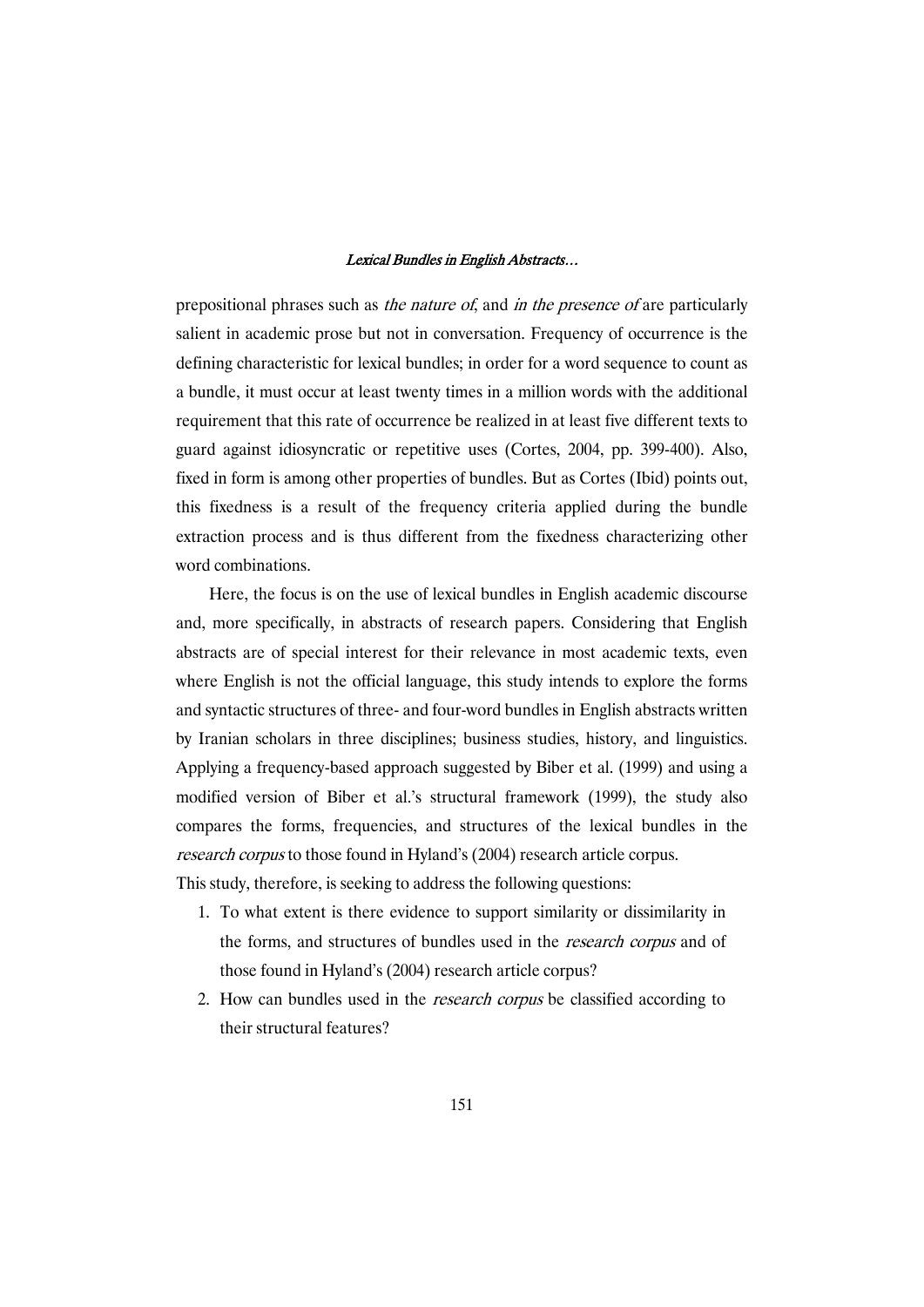prepositional phrases such as *the nature of*, and *in the presence of* are particularly salient in academic prose but not in conversation. Frequency of occurrence is the defining characteristic for lexical bundles; in order for a word sequence to count as a bundle, it must occur at least twenty times in a million words with the additional requirement that this rate of occurrence be realized in at least five different texts to guard against idiosyncratic or repetitive uses (Cortes, 2004, pp. 399-400). Also, fixed in form is among other properties of bundles. But as Cortes (Ibid) points out, this fixedness is a result of the frequency criteria applied during the bundle extraction process and is thus different from the fixedness characterizing other word combinations.

Here, the focus is on the use of lexical bundles in English academic discourse and, more specifically, in abstracts of research papers. Considering that English abstracts are of special interest for their relevance in most academic texts, even where English is not the official language, this study intends to explore the forms and syntactic structures of three- and four-word bundles in English abstracts written by Iranian scholars in three disciplines; business studies, history, and linguistics. Applying a frequency-based approach suggested by Biber et al. (1999) and using a modified version of Biber et al.'s structural framework (1999), the study also compares the forms, frequencies, and structures of the lexical bundles in the *research corpus* to those found in Hyland's (2004) research article corpus.

This study, therefore, is seeking to address the following questions:

1. To what extent is there evidence to support similarity or dissimilarity in the forms, and structures of bundles used in the *research corpus* and of those found in Hyland's (2004) research article corpus?
2. How can bundles used in the *research corpus* be classified according to their structural features?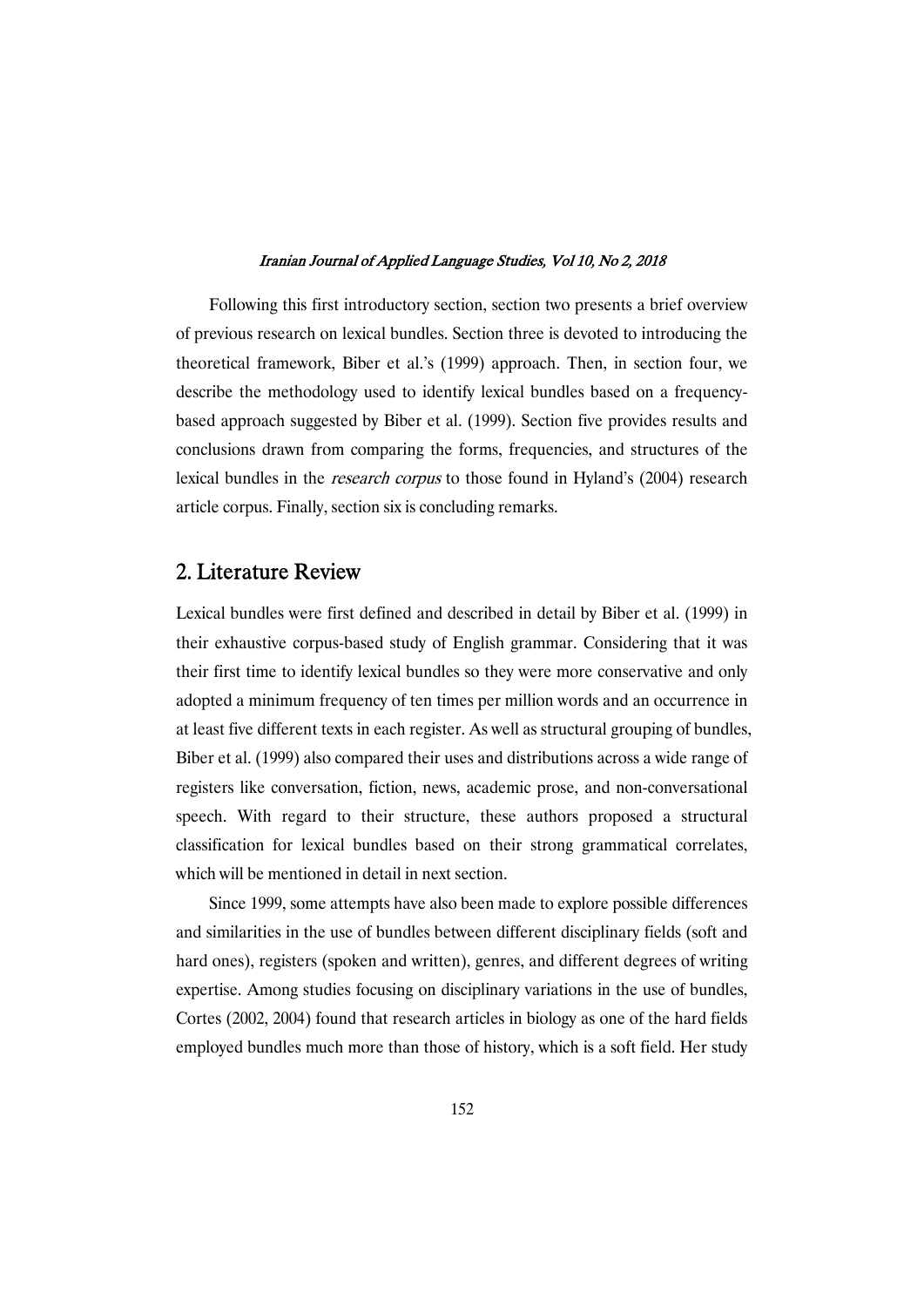Following this first introductory section, section two presents a brief overview of previous research on lexical bundles. Section three is devoted to introducing the theoretical framework, Biber et al.'s (1999) approach. Then, in section four, we describe the methodology used to identify lexical bundles based on a frequency-based approach suggested by Biber et al. (1999). Section five provides results and conclusions drawn from comparing the forms, frequencies, and structures of the lexical bundles in the *research corpus* to those found in Hyland's (2004) research article corpus. Finally, section six is concluding remarks.

## 2. Literature Review

Lexical bundles were first defined and described in detail by Biber et al. (1999) in their exhaustive corpus-based study of English grammar. Considering that it was their first time to identify lexical bundles so they were more conservative and only adopted a minimum frequency of ten times per million words and an occurrence in at least five different texts in each register. As well as structural grouping of bundles, Biber et al. (1999) also compared their uses and distributions across a wide range of registers like conversation, fiction, news, academic prose, and non-conversational speech. With regard to their structure, these authors proposed a structural classification for lexical bundles based on their strong grammatical correlates, which will be mentioned in detail in next section.

Since 1999, some attempts have also been made to explore possible differences and similarities in the use of bundles between different disciplinary fields (soft and hard ones), registers (spoken and written), genres, and different degrees of writing expertise. Among studies focusing on disciplinary variations in the use of bundles, Cortes (2002, 2004) found that research articles in biology as one of the hard fields employed bundles much more than those of history, which is a soft field. Her study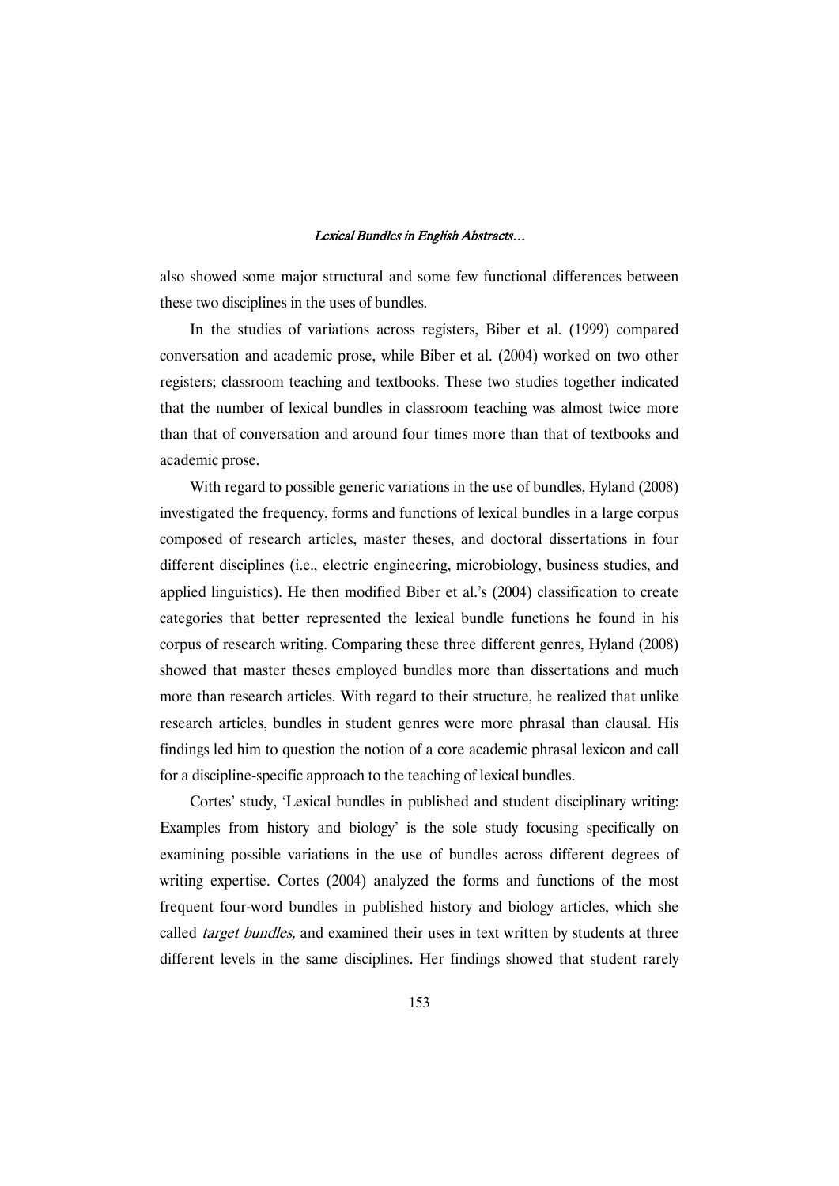also showed some major structural and some few functional differences between these two disciplines in the uses of bundles.

In the studies of variations across registers, Biber et al. (1999) compared conversation and academic prose, while Biber et al. (2004) worked on two other registers; classroom teaching and textbooks. These two studies together indicated that the number of lexical bundles in classroom teaching was almost twice more than that of conversation and around four times more than that of textbooks and academic prose.

With regard to possible generic variations in the use of bundles, Hyland (2008) investigated the frequency, forms and functions of lexical bundles in a large corpus composed of research articles, master theses, and doctoral dissertations in four different disciplines (i.e., electric engineering, microbiology, business studies, and applied linguistics). He then modified Biber et al.'s (2004) classification to create categories that better represented the lexical bundle functions he found in his corpus of research writing. Comparing these three different genres, Hyland (2008) showed that master theses employed bundles more than dissertations and much more than research articles. With regard to their structure, he realized that unlike research articles, bundles in student genres were more phrasal than clausal. His findings led him to question the notion of a core academic phrasal lexicon and call for a discipline-specific approach to the teaching of lexical bundles.

Cortes' study, 'Lexical bundles in published and student disciplinary writing: Examples from history and biology' is the sole study focusing specifically on examining possible variations in the use of bundles across different degrees of writing expertise. Cortes (2004) analyzed the forms and functions of the most frequent four-word bundles in published history and biology articles, which she called *target bundles,* and examined their uses in text written by students at three different levels in the same disciplines. Her findings showed that student rarely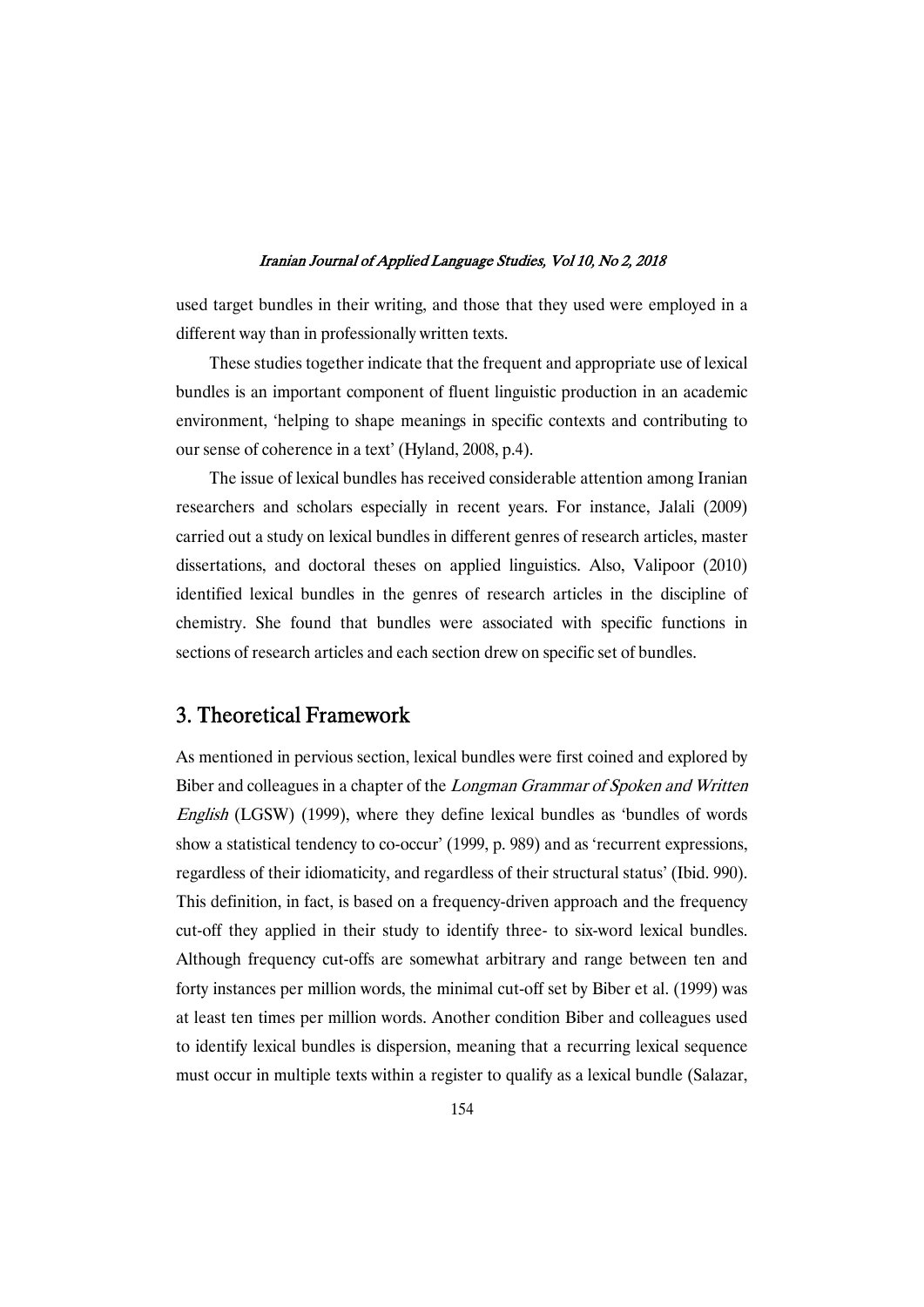used target bundles in their writing, and those that they used were employed in a different way than in professionally written texts.

These studies together indicate that the frequent and appropriate use of lexical bundles is an important component of fluent linguistic production in an academic environment, 'helping to shape meanings in specific contexts and contributing to our sense of coherence in a text' (Hyland, 2008, p.4).

The issue of lexical bundles has received considerable attention among Iranian researchers and scholars especially in recent years. For instance, Jalali (2009) carried out a study on lexical bundles in different genres of research articles, master dissertations, and doctoral theses on applied linguistics. Also, Valipoor (2010) identified lexical bundles in the genres of research articles in the discipline of chemistry. She found that bundles were associated with specific functions in sections of research articles and each section drew on specific set of bundles.

## 3. Theoretical Framework

As mentioned in pervious section, lexical bundles were first coined and explored by Biber and colleagues in a chapter of the *Longman Grammar of Spoken and Written English* (LGSW) (1999), where they define lexical bundles as 'bundles of words show a statistical tendency to co-occur' (1999, p. 989) and as 'recurrent expressions, regardless of their idiomaticity, and regardless of their structural status' (Ibid. 990). This definition, in fact, is based on a frequency-driven approach and the frequency cut-off they applied in their study to identify three- to six-word lexical bundles. Although frequency cut-offs are somewhat arbitrary and range between ten and forty instances per million words, the minimal cut-off set by Biber et al. (1999) was at least ten times per million words. Another condition Biber and colleagues used to identify lexical bundles is dispersion, meaning that a recurring lexical sequence must occur in multiple texts within a register to qualify as a lexical bundle (Salazar,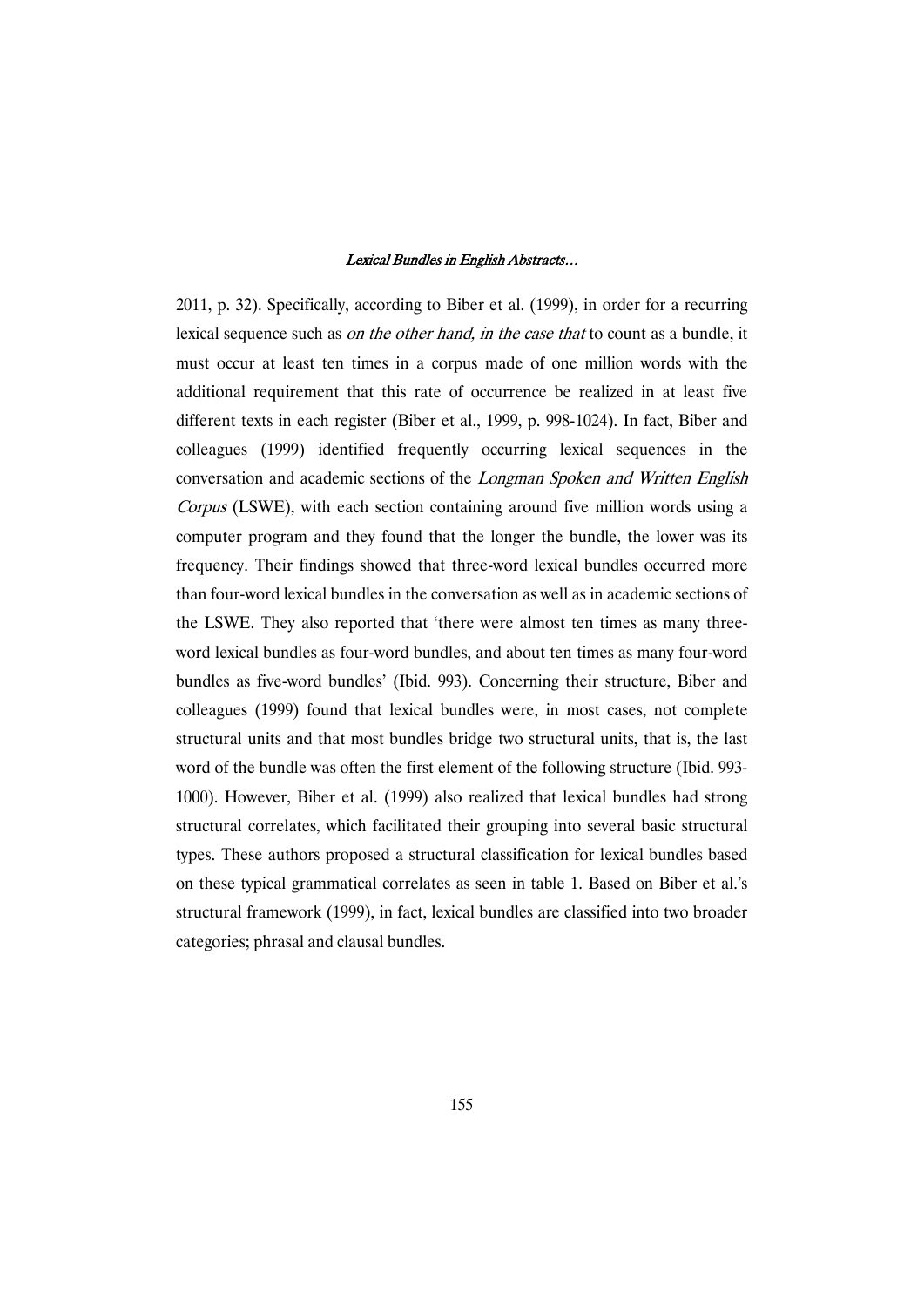2011, p. 32). Specifically, according to Biber et al. (1999), in order for a recurring lexical sequence such as *on the other hand, in the case that* to count as a bundle, it must occur at least ten times in a corpus made of one million words with the additional requirement that this rate of occurrence be realized in at least five different texts in each register (Biber et al., 1999, p. 998-1024). In fact, Biber and colleagues (1999) identified frequently occurring lexical sequences in the conversation and academic sections of the *Longman Spoken and Written English Corpus* (LSWE), with each section containing around five million words using a computer program and they found that the longer the bundle, the lower was its frequency. Their findings showed that three-word lexical bundles occurred more than four-word lexical bundles in the conversation as well as in academic sections of the LSWE. They also reported that 'there were almost ten times as many three-word lexical bundles as four-word bundles, and about ten times as many four-word bundles as five-word bundles' (Ibid. 993). Concerning their structure, Biber and colleagues (1999) found that lexical bundles were, in most cases, not complete structural units and that most bundles bridge two structural units, that is, the last word of the bundle was often the first element of the following structure (Ibid. 993-1000). However, Biber et al. (1999) also realized that lexical bundles had strong structural correlates, which facilitated their grouping into several basic structural types. These authors proposed a structural classification for lexical bundles based on these typical grammatical correlates as seen in table 1. Based on Biber et al.'s structural framework (1999), in fact, lexical bundles are classified into two broader categories; phrasal and clausal bundles.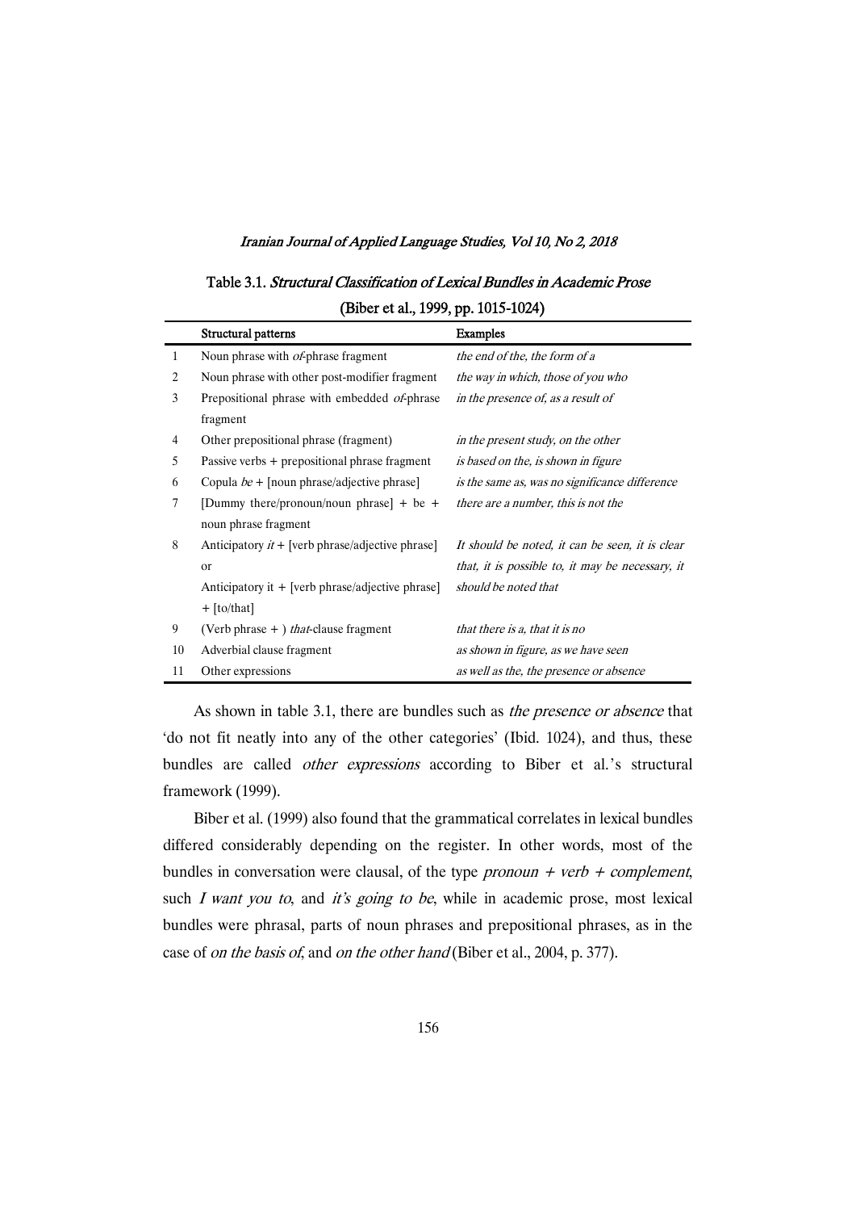Table 3.1. *Structural Classification of Lexical Bundles in Academic Prose* (Biber et al., 1999, pp. 1015-1024)

| | Structural patterns | Examples |
|---|---|---|
| 1 | Noun phrase with *of*-phrase fragment | *the end of the, the form of a* |
| 2 | Noun phrase with other post-modifier fragment | *the way in which, those of you who* |
| 3 | Prepositional phrase with embedded *of*-phrase fragment | *in the presence of, as a result of* |
| 4 | Other prepositional phrase (fragment) | *in the present study, on the other* |
| 5 | Passive verbs + prepositional phrase fragment | *is based on the, is shown in figure* |
| 6 | Copula *be* + [noun phrase/adjective phrase] | *is the same as, was no significance difference* |
| 7 | [Dummy there/pronoun/noun phrase] + be + noun phrase fragment | *there are a number, this is not the* |
| 8 | Anticipatory *it* + [verb phrase/adjective phrase] or Anticipatory it + [verb phrase/adjective phrase] + [to/that] | *It should be noted, it can be seen, it is clear that, it is possible to, it may be necessary, it should be noted that* |
| 9 | (Verb phrase + ) *that*-clause fragment | *that there is a, that it is no* |
| 10 | Adverbial clause fragment | *as shown in figure, as we have seen* |
| 11 | Other expressions | *as well as the, the presence or absence* |

As shown in table 3.1, there are bundles such as *the presence or absence* that 'do not fit neatly into any of the other categories' (Ibid. 1024), and thus, these bundles are called *other expressions* according to Biber et al.'s structural framework (1999).

Biber et al. (1999) also found that the grammatical correlates in lexical bundles differed considerably depending on the register. In other words, most of the bundles in conversation were clausal, of the type *pronoun + verb + complement*, such *I want you to*, and *it's going to be*, while in academic prose, most lexical bundles were phrasal, parts of noun phrases and prepositional phrases, as in the case of *on the basis of*, and *on the other hand* (Biber et al., 2004, p. 377).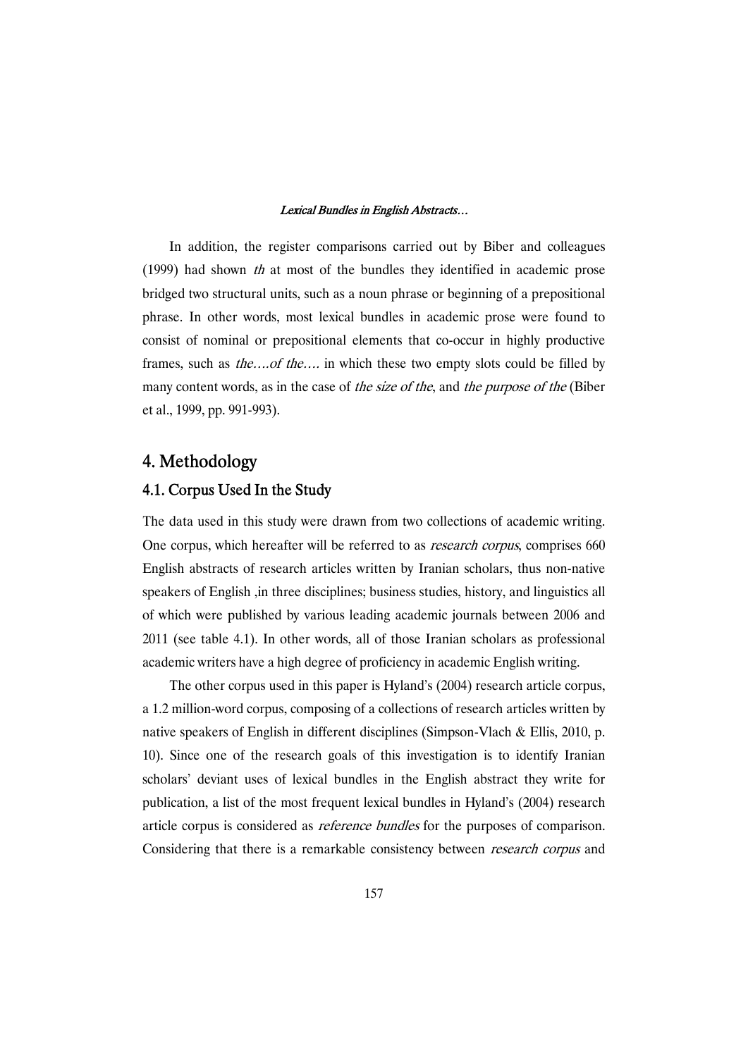In addition, the register comparisons carried out by Biber and colleagues (1999) had shown *th* at most of the bundles they identified in academic prose bridged two structural units, such as a noun phrase or beginning of a prepositional phrase. In other words, most lexical bundles in academic prose were found to consist of nominal or prepositional elements that co-occur in highly productive frames, such as *the….of the….* in which these two empty slots could be filled by many content words, as in the case of *the size of the*, and *the purpose of the* (Biber et al., 1999, pp. 991-993).

## 4. Methodology

### 4.1. Corpus Used In the Study

The data used in this study were drawn from two collections of academic writing. One corpus, which hereafter will be referred to as *research corpus*, comprises 660 English abstracts of research articles written by Iranian scholars, thus non-native speakers of English ,in three disciplines; business studies, history, and linguistics all of which were published by various leading academic journals between 2006 and 2011 (see table 4.1). In other words, all of those Iranian scholars as professional academic writers have a high degree of proficiency in academic English writing.

The other corpus used in this paper is Hyland's (2004) research article corpus, a 1.2 million-word corpus, composing of a collections of research articles written by native speakers of English in different disciplines (Simpson-Vlach & Ellis, 2010, p. 10). Since one of the research goals of this investigation is to identify Iranian scholars' deviant uses of lexical bundles in the English abstract they write for publication, a list of the most frequent lexical bundles in Hyland's (2004) research article corpus is considered as *reference bundles* for the purposes of comparison. Considering that there is a remarkable consistency between *research corpus* and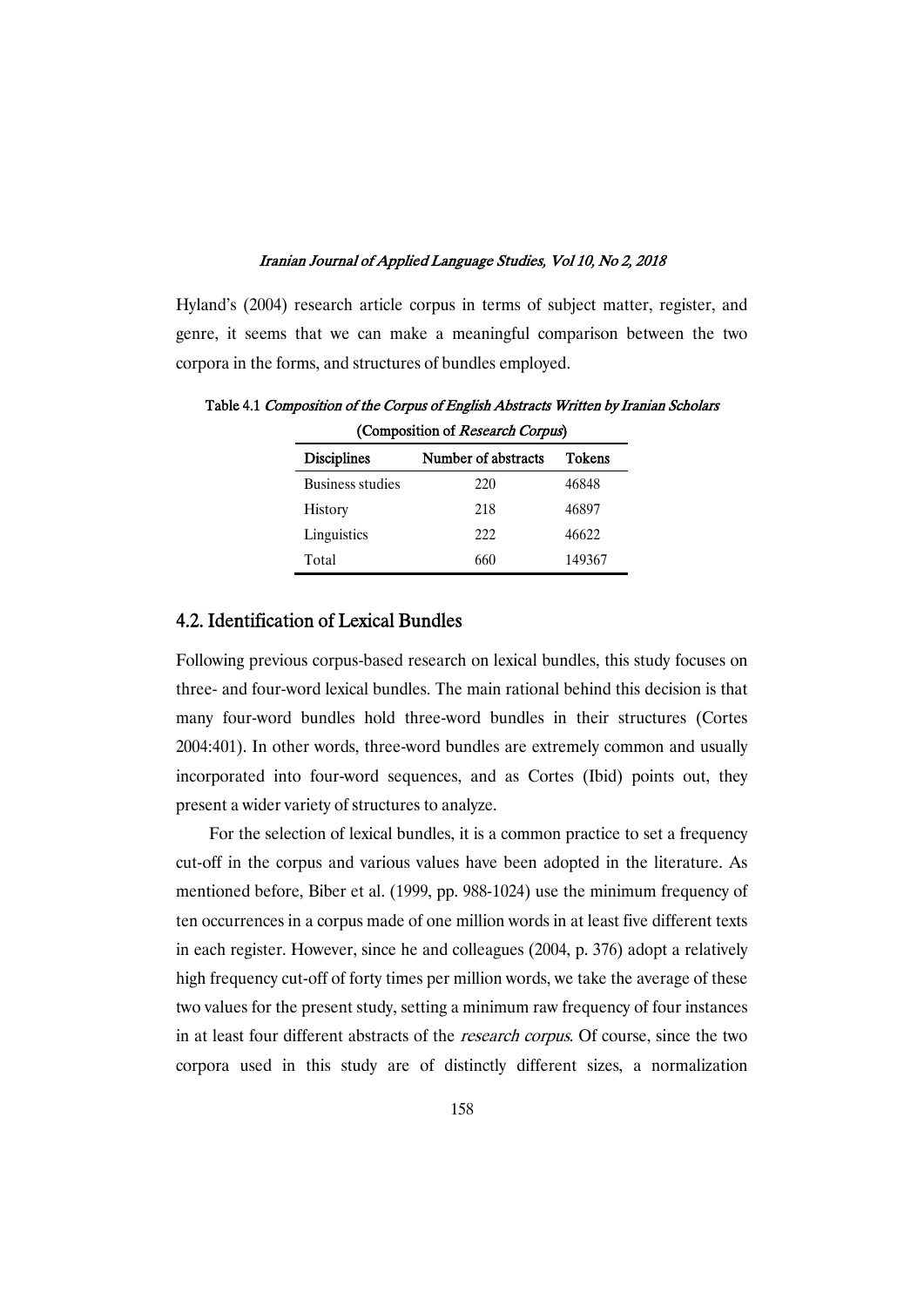Hyland's (2004) research article corpus in terms of subject matter, register, and genre, it seems that we can make a meaningful comparison between the two corpora in the forms, and structures of bundles employed.

Table 4.1 *Composition of the Corpus of English Abstracts Written by Iranian Scholars* (Composition of *Research Corpus*)

| Disciplines | Number of abstracts | Tokens |
|---|---|---|
| Business studies | 220 | 46848 |
| History | 218 | 46897 |
| Linguistics | 222 | 46622 |
| Total | 660 | 149367 |

## 4.2. Identification of Lexical Bundles

Following previous corpus-based research on lexical bundles, this study focuses on three- and four-word lexical bundles. The main rational behind this decision is that many four-word bundles hold three-word bundles in their structures (Cortes 2004:401). In other words, three-word bundles are extremely common and usually incorporated into four-word sequences, and as Cortes (Ibid) points out, they present a wider variety of structures to analyze.

For the selection of lexical bundles, it is a common practice to set a frequency cut-off in the corpus and various values have been adopted in the literature. As mentioned before, Biber et al. (1999, pp. 988-1024) use the minimum frequency of ten occurrences in a corpus made of one million words in at least five different texts in each register. However, since he and colleagues (2004, p. 376) adopt a relatively high frequency cut-off of forty times per million words, we take the average of these two values for the present study, setting a minimum raw frequency of four instances in at least four different abstracts of the *research corpus*. Of course, since the two corpora used in this study are of distinctly different sizes, a normalization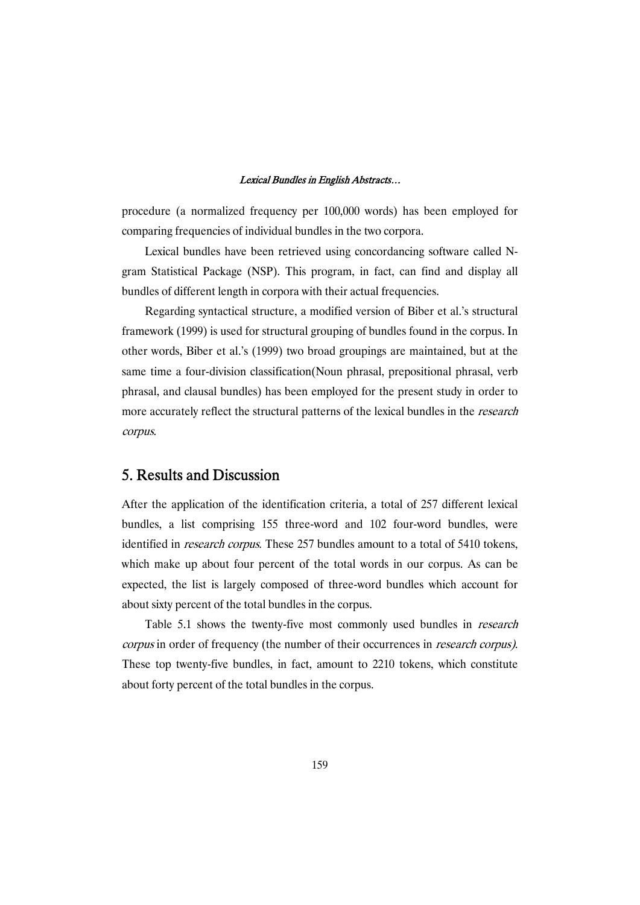procedure (a normalized frequency per 100,000 words) has been employed for comparing frequencies of individual bundles in the two corpora.

Lexical bundles have been retrieved using concordancing software called N-gram Statistical Package (NSP). This program, in fact, can find and display all bundles of different length in corpora with their actual frequencies.

Regarding syntactical structure, a modified version of Biber et al.'s structural framework (1999) is used for structural grouping of bundles found in the corpus. In other words, Biber et al.'s (1999) two broad groupings are maintained, but at the same time a four-division classification(Noun phrasal, prepositional phrasal, verb phrasal, and clausal bundles) has been employed for the present study in order to more accurately reflect the structural patterns of the lexical bundles in the *research corpus*.

## 5. Results and Discussion

After the application of the identification criteria, a total of 257 different lexical bundles, a list comprising 155 three-word and 102 four-word bundles, were identified in *research corpus*. These 257 bundles amount to a total of 5410 tokens, which make up about four percent of the total words in our corpus. As can be expected, the list is largely composed of three-word bundles which account for about sixty percent of the total bundles in the corpus.

Table 5.1 shows the twenty-five most commonly used bundles in *research corpus* in order of frequency (the number of their occurrences in *research corpus)*. These top twenty-five bundles, in fact, amount to 2210 tokens, which constitute about forty percent of the total bundles in the corpus.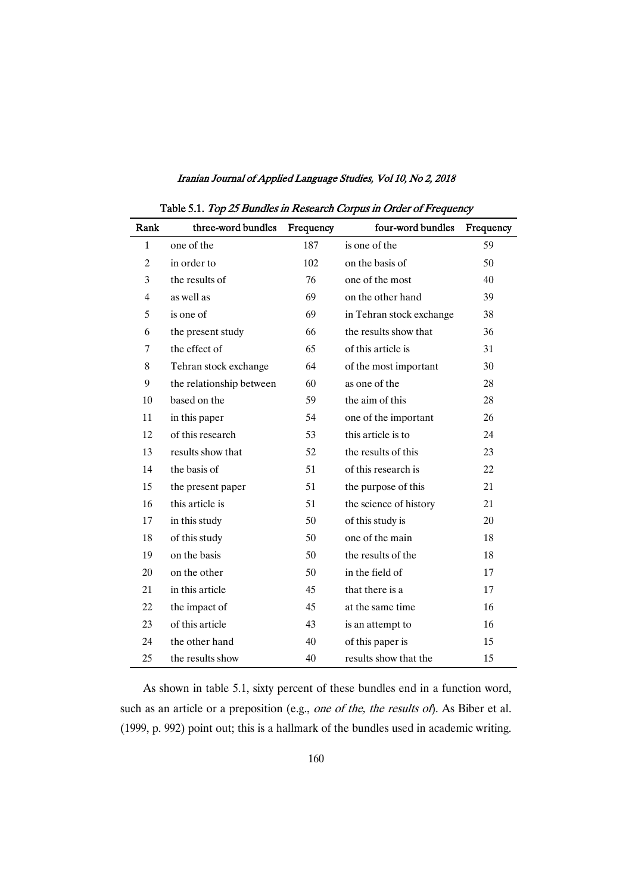Table 5.1. *Top 25 Bundles in Research Corpus in Order of Frequency*

| Rank | three-word bundles | Frequency | four-word bundles | Frequency |
|---|---|---|---|---|
| 1 | one of the | 187 | is one of the | 59 |
| 2 | in order to | 102 | on the basis of | 50 |
| 3 | the results of | 76 | one of the most | 40 |
| 4 | as well as | 69 | on the other hand | 39 |
| 5 | is one of | 69 | in Tehran stock exchange | 38 |
| 6 | the present study | 66 | the results show that | 36 |
| 7 | the effect of | 65 | of this article is | 31 |
| 8 | Tehran stock exchange | 64 | of the most important | 30 |
| 9 | the relationship between | 60 | as one of the | 28 |
| 10 | based on the | 59 | the aim of this | 28 |
| 11 | in this paper | 54 | one of the important | 26 |
| 12 | of this research | 53 | this article is to | 24 |
| 13 | results show that | 52 | the results of this | 23 |
| 14 | the basis of | 51 | of this research is | 22 |
| 15 | the present paper | 51 | the purpose of this | 21 |
| 16 | this article is | 51 | the science of history | 21 |
| 17 | in this study | 50 | of this study is | 20 |
| 18 | of this study | 50 | one of the main | 18 |
| 19 | on the basis | 50 | the results of the | 18 |
| 20 | on the other | 50 | in the field of | 17 |
| 21 | in this article | 45 | that there is a | 17 |
| 22 | the impact of | 45 | at the same time | 16 |
| 23 | of this article | 43 | is an attempt to | 16 |
| 24 | the other hand | 40 | of this paper is | 15 |
| 25 | the results show | 40 | results show that the | 15 |

As shown in table 5.1, sixty percent of these bundles end in a function word, such as an article or a preposition (e.g., *one of the, the results of*). As Biber et al. (1999, p. 992) point out; this is a hallmark of the bundles used in academic writing.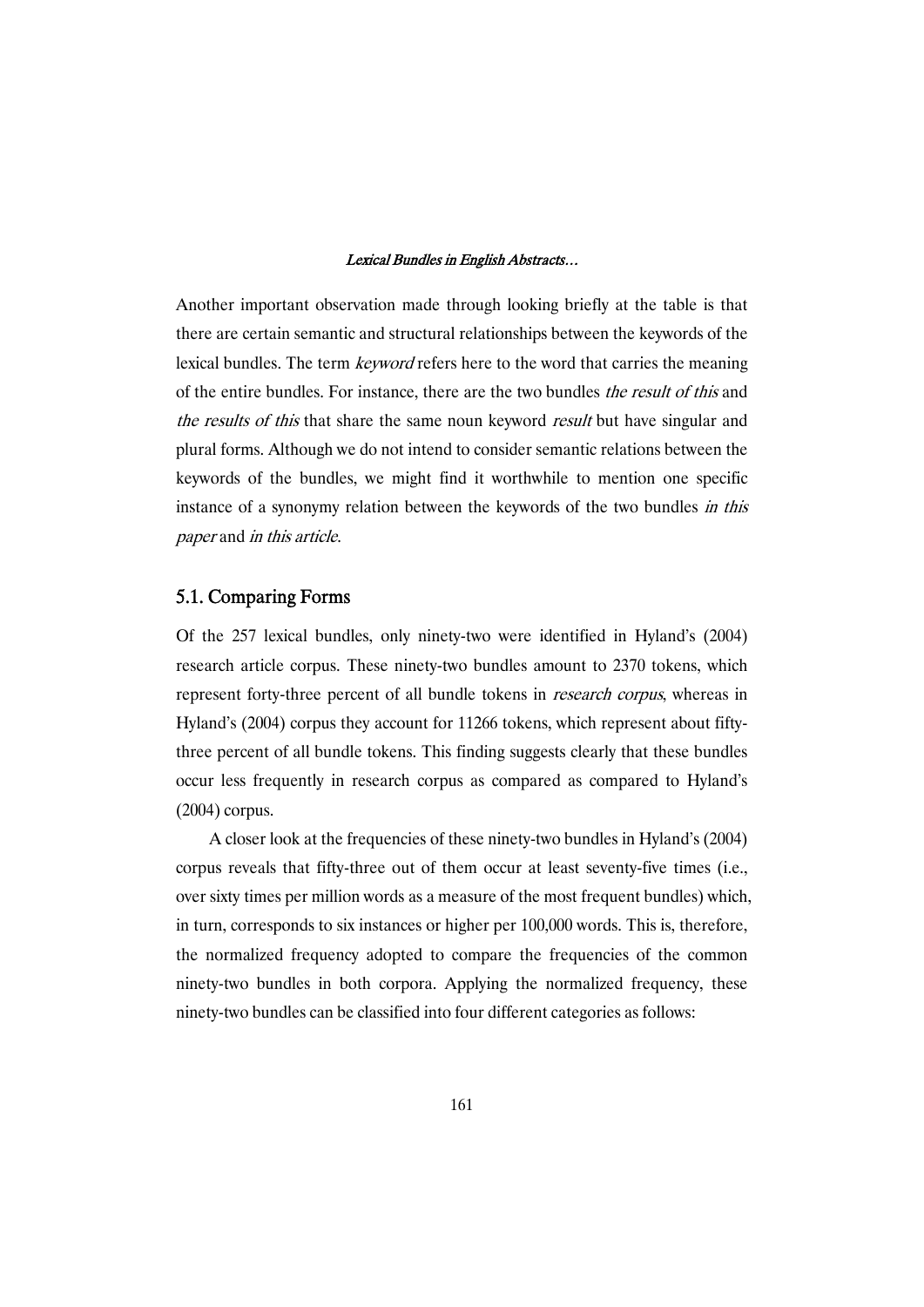Another important observation made through looking briefly at the table is that there are certain semantic and structural relationships between the keywords of the lexical bundles. The term *keyword* refers here to the word that carries the meaning of the entire bundles. For instance, there are the two bundles *the result of this* and *the results of this* that share the same noun keyword *result* but have singular and plural forms. Although we do not intend to consider semantic relations between the keywords of the bundles, we might find it worthwhile to mention one specific instance of a synonymy relation between the keywords of the two bundles *in this paper* and *in this article*.

## 5.1. Comparing Forms

Of the 257 lexical bundles, only ninety-two were identified in Hyland's (2004) research article corpus. These ninety-two bundles amount to 2370 tokens, which represent forty-three percent of all bundle tokens in *research corpus*, whereas in Hyland's (2004) corpus they account for 11266 tokens, which represent about fifty-three percent of all bundle tokens. This finding suggests clearly that these bundles occur less frequently in research corpus as compared as compared to Hyland's (2004) corpus.

A closer look at the frequencies of these ninety-two bundles in Hyland's (2004) corpus reveals that fifty-three out of them occur at least seventy-five times (i.e., over sixty times per million words as a measure of the most frequent bundles) which, in turn, corresponds to six instances or higher per 100,000 words. This is, therefore, the normalized frequency adopted to compare the frequencies of the common ninety-two bundles in both corpora. Applying the normalized frequency, these ninety-two bundles can be classified into four different categories as follows: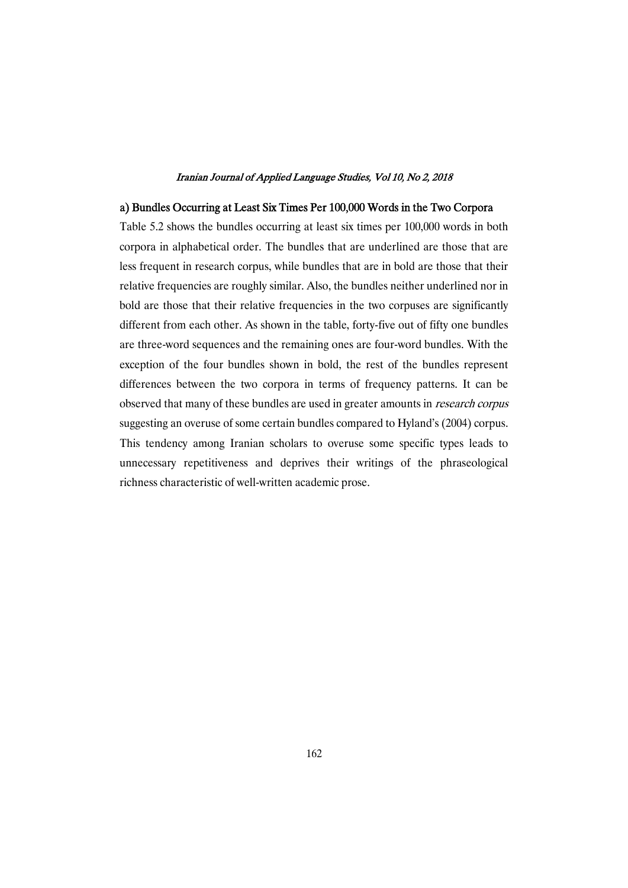### a) Bundles Occurring at Least Six Times Per 100,000 Words in the Two Corpora

Table 5.2 shows the bundles occurring at least six times per 100,000 words in both corpora in alphabetical order. The bundles that are underlined are those that are less frequent in research corpus, while bundles that are in bold are those that their relative frequencies are roughly similar. Also, the bundles neither underlined nor in bold are those that their relative frequencies in the two corpuses are significantly different from each other. As shown in the table, forty-five out of fifty one bundles are three-word sequences and the remaining ones are four-word bundles. With the exception of the four bundles shown in bold, the rest of the bundles represent differences between the two corpora in terms of frequency patterns. It can be observed that many of these bundles are used in greater amounts in *research corpus* suggesting an overuse of some certain bundles compared to Hyland's (2004) corpus. This tendency among Iranian scholars to overuse some specific types leads to unnecessary repetitiveness and deprives their writings of the phraseological richness characteristic of well-written academic prose.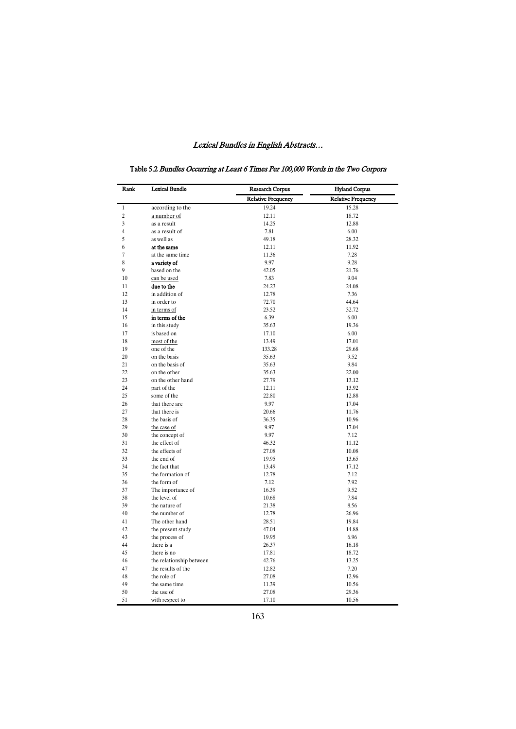Table 5.2 *Bundles Occurring at Least 6 Times Per 100,000 Words in the Two Corpora*

| Rank | Lexical Bundle | Research Corpus | Hyland Corpus |
|---|---|---|---|
| | | Relative Frequency | Relative Frequency |
| 1 | according to the | 19.24 | 15.28 |
| 2 | a number of | 12.11 | 18.72 |
| 3 | as a result | 14.25 | 12.88 |
| 4 | as a result of | 7.81 | 6.00 |
| 5 | as well as | 49.18 | 28.32 |
| 6 | **at the same** | 12.11 | 11.92 |
| 7 | at the same time | 11.36 | 7.28 |
| 8 | **a variety of** | 9.97 | 9.28 |
| 9 | based on the | 42.05 | 21.76 |
| 10 | can be used | 7.83 | 9.04 |
| 11 | **due to the** | 24.23 | 24.08 |
| 12 | in addition of | 12.78 | 7.36 |
| 13 | in order to | 72.70 | 44.64 |
| 14 | in terms of | 23.52 | 32.72 |
| 15 | **in terms of the** | 6.39 | 6.00 |
| 16 | in this study | 35.63 | 19.36 |
| 17 | is based on | 17.10 | 6.00 |
| 18 | most of the | 13.49 | 17.01 |
| 19 | one of the | 133.28 | 29.68 |
| 20 | on the basis | 35.63 | 9.52 |
| 21 | on the basis of | 35.63 | 9.84 |
| 22 | on the other | 35.63 | 22.00 |
| 23 | on the other hand | 27.79 | 13.12 |
| 24 | part of the | 12.11 | 13.92 |
| 25 | some of the | 22.80 | 12.88 |
| 26 | that there are | 9.97 | 17.04 |
| 27 | that there is | 20.66 | 11.76 |
| 28 | the basis of | 36.35 | 10.96 |
| 29 | the case of | 9.97 | 17.04 |
| 30 | the concept of | 9.97 | 7.12 |
| 31 | the effect of | 46.32 | 11.12 |
| 32 | the effects of | 27.08 | 10.08 |
| 33 | the end of | 19.95 | 13.65 |
| 34 | the fact that | 13.49 | 17.12 |
| 35 | the formation of | 12.78 | 7.12 |
| 36 | the form of | 7.12 | 7.92 |
| 37 | The importance of | 16.39 | 9.52 |
| 38 | the level of | 10.68 | 7.84 |
| 39 | the nature of | 21.38 | 8.56 |
| 40 | the number of | 12.78 | 26.96 |
| 41 | The other hand | 28.51 | 19.84 |
| 42 | the present study | 47.04 | 14.88 |
| 43 | the process of | 19.95 | 6.96 |
| 44 | there is a | 26.37 | 16.18 |
| 45 | there is no | 17.81 | 18.72 |
| 46 | the relationship between | 42.76 | 13.25 |
| 47 | the results of the | 12.82 | 7.20 |
| 48 | the role of | 27.08 | 12.96 |
| 49 | the same time | 11.39 | 10.56 |
| 50 | the use of | 27.08 | 29.36 |
| 51 | with respect to | 17.10 | 10.56 |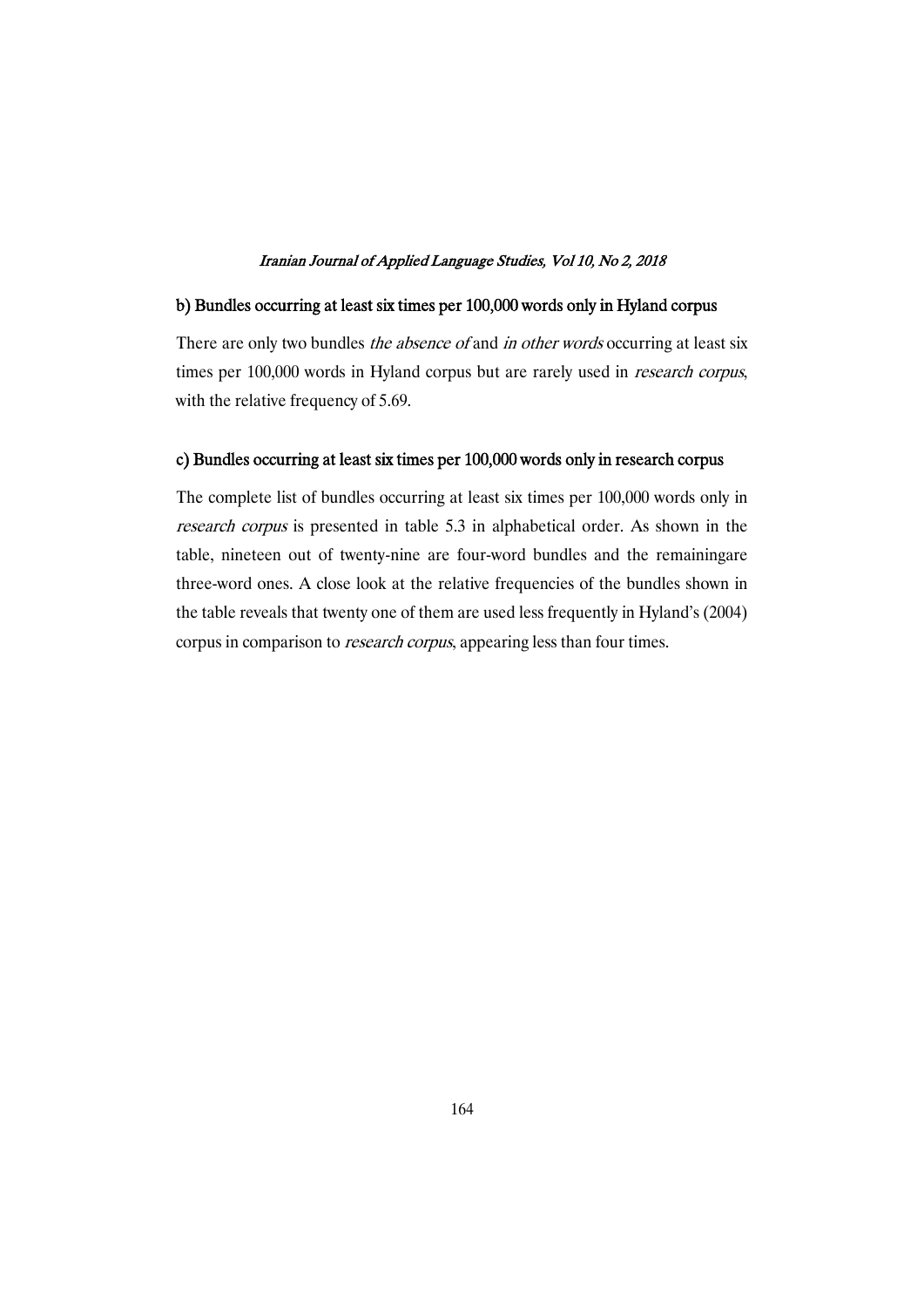### b) Bundles occurring at least six times per 100,000 words only in Hyland corpus

There are only two bundles *the absence of* and *in other words* occurring at least six times per 100,000 words in Hyland corpus but are rarely used in *research corpus*, with the relative frequency of 5.69.

### c) Bundles occurring at least six times per 100,000 words only in research corpus

The complete list of bundles occurring at least six times per 100,000 words only in *research corpus* is presented in table 5.3 in alphabetical order. As shown in the table, nineteen out of twenty-nine are four-word bundles and the remainingare three-word ones. A close look at the relative frequencies of the bundles shown in the table reveals that twenty one of them are used less frequently in Hyland's (2004) corpus in comparison to *research corpus*, appearing less than four times.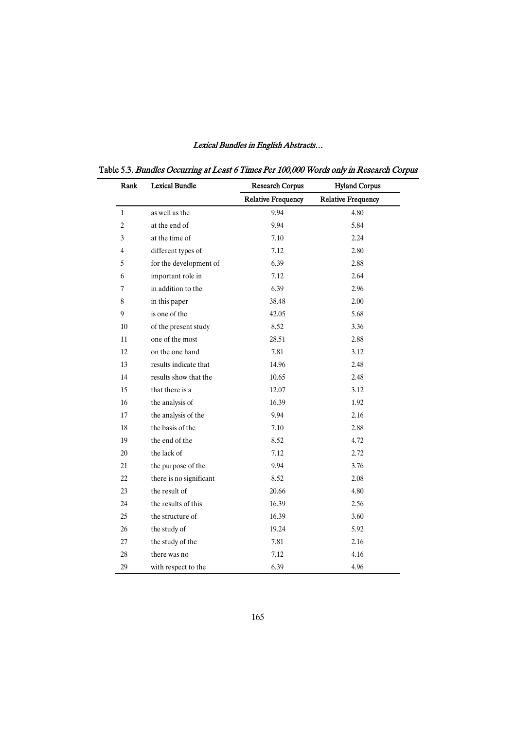Table 5.3. *Bundles Occurring at Least 6 Times Per 100,000 Words only in Research Corpus*

| Rank | Lexical Bundle | Research Corpus | Hyland Corpus |
|---|---|---|---|
| | | Relative Frequency | Relative Frequency |
| 1 | as well as the | 9.94 | 4.80 |
| 2 | at the end of | 9.94 | 5.84 |
| 3 | at the time of | 7.10 | 2.24 |
| 4 | different types of | 7.12 | 2.80 |
| 5 | for the development of | 6.39 | 2.88 |
| 6 | important role in | 7.12 | 2.64 |
| 7 | in addition to the | 6.39 | 2.96 |
| 8 | in this paper | 38.48 | 2.00 |
| 9 | is one of the | 42.05 | 5.68 |
| 10 | of the present study | 8.52 | 3.36 |
| 11 | one of the most | 28.51 | 2.88 |
| 12 | on the one hand | 7.81 | 3.12 |
| 13 | results indicate that | 14.96 | 2.48 |
| 14 | results show that the | 10.65 | 2.48 |
| 15 | that there is a | 12.07 | 3.12 |
| 16 | the analysis of | 16.39 | 1.92 |
| 17 | the analysis of the | 9.94 | 2.16 |
| 18 | the basis of the | 7.10 | 2.88 |
| 19 | the end of the | 8.52 | 4.72 |
| 20 | the lack of | 7.12 | 2.72 |
| 21 | the purpose of the | 9.94 | 3.76 |
| 22 | there is no significant | 8.52 | 2.08 |
| 23 | the result of | 20.66 | 4.80 |
| 24 | the results of this | 16.39 | 2.56 |
| 25 | the structure of | 16.39 | 3.60 |
| 26 | the study of | 19.24 | 5.92 |
| 27 | the study of the | 7.81 | 2.16 |
| 28 | there was no | 7.12 | 4.16 |
| 29 | with respect to the | 6.39 | 4.96 |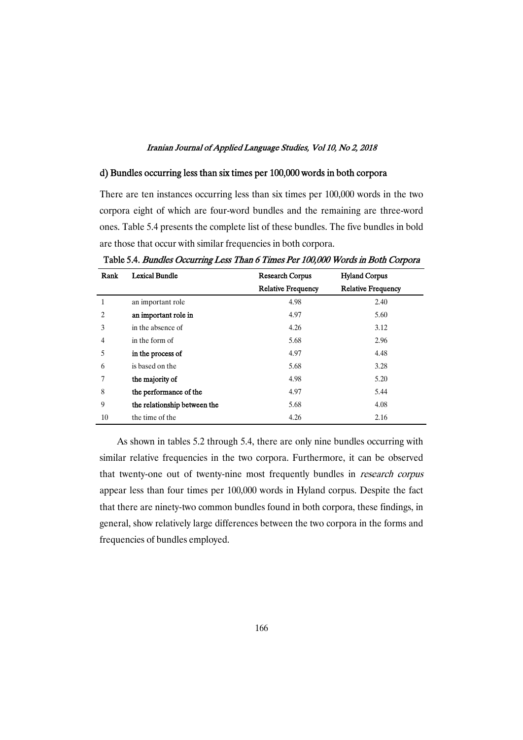### d) Bundles occurring less than six times per 100,000 words in both corpora

There are ten instances occurring less than six times per 100,000 words in the two corpora eight of which are four-word bundles and the remaining are three-word ones. Table 5.4 presents the complete list of these bundles. The five bundles in bold are those that occur with similar frequencies in both corpora.

Table 5.4. *Bundles Occurring Less Than 6 Times Per 100,000 Words in Both Corpora*

| Rank | Lexical Bundle | Research Corpus Relative Frequency | Hyland Corpus Relative Frequency |
|---|---|---|---|
| 1 | an important role | 4.98 | 2.40 |
| 2 | **an important role in** | 4.97 | 5.60 |
| 3 | in the absence of | 4.26 | 3.12 |
| 4 | in the form of | 5.68 | 2.96 |
| 5 | **in the process of** | 4.97 | 4.48 |
| 6 | is based on the | 5.68 | 3.28 |
| 7 | **the majority of** | 4.98 | 5.20 |
| 8 | **the performance of the** | 4.97 | 5.44 |
| 9 | **the relationship between the** | 5.68 | 4.08 |
| 10 | the time of the | 4.26 | 2.16 |

As shown in tables 5.2 through 5.4, there are only nine bundles occurring with similar relative frequencies in the two corpora. Furthermore, it can be observed that twenty-one out of twenty-nine most frequently bundles in *research corpus* appear less than four times per 100,000 words in Hyland corpus. Despite the fact that there are ninety-two common bundles found in both corpora, these findings, in general, show relatively large differences between the two corpora in the forms and frequencies of bundles employed.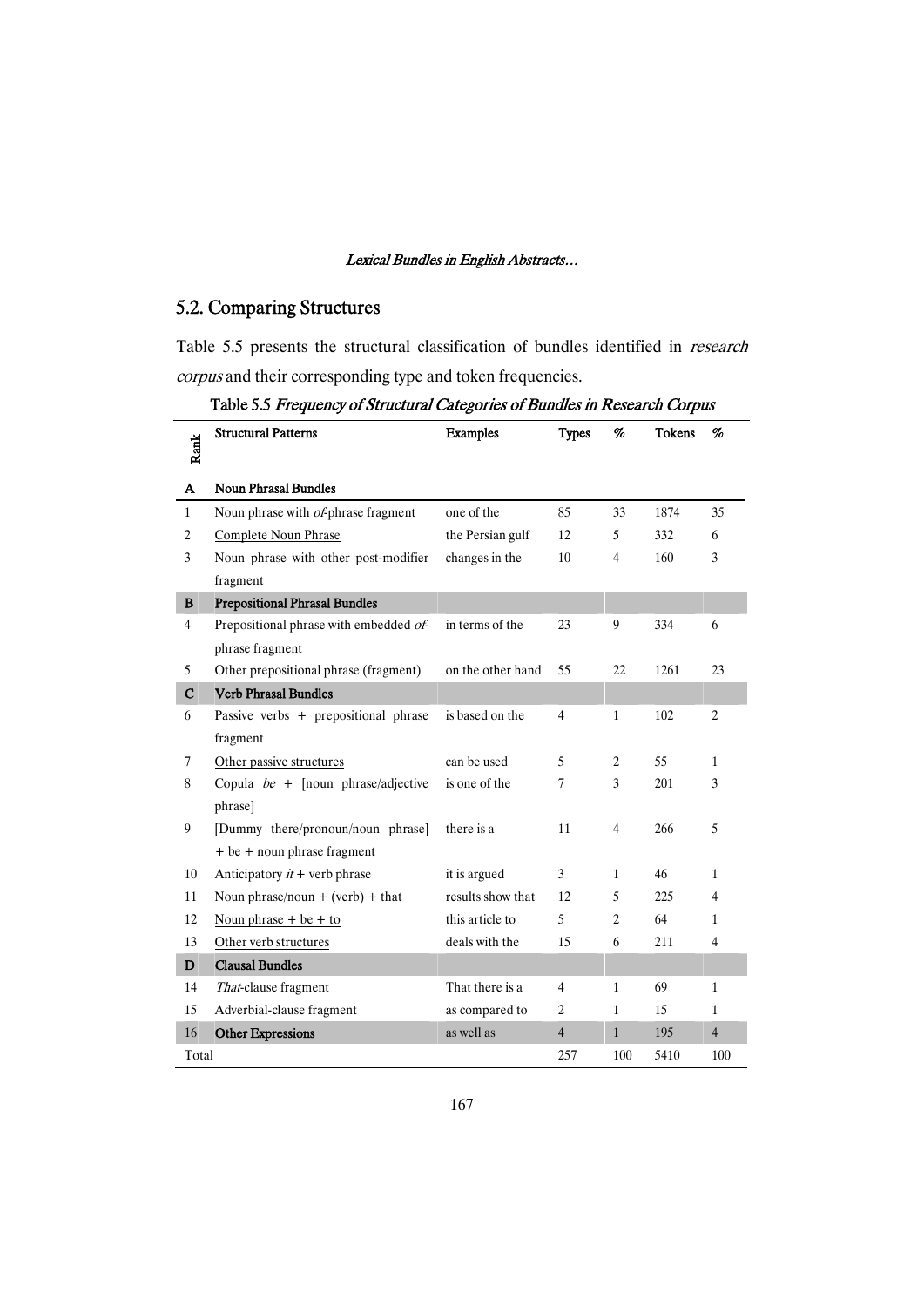## 5.2. Comparing Structures

Table 5.5 presents the structural classification of bundles identified in *research corpus* and their corresponding type and token frequencies.

Table 5.5 *Frequency of Structural Categories of Bundles in Research Corpus*

| Rank | Structural Patterns | Examples | Types | % | Tokens | % |
|---|---|---|---|---|---|---|
| **A** | **Noun Phrasal Bundles** | | | | | |
| 1 | Noun phrase with *of*-phrase fragment | one of the | 85 | 33 | 1874 | 35 |
| 2 | Complete Noun Phrase | the Persian gulf | 12 | 5 | 332 | 6 |
| 3 | Noun phrase with other post-modifier fragment | changes in the | 10 | 4 | 160 | 3 |
| **B** | **Prepositional Phrasal Bundles** | | | | | |
| 4 | Prepositional phrase with embedded *of*-phrase fragment | in terms of the | 23 | 9 | 334 | 6 |
| 5 | Other prepositional phrase (fragment) | on the other hand | 55 | 22 | 1261 | 23 |
| **C** | **Verb Phrasal Bundles** | | | | | |
| 6 | Passive verbs + prepositional phrase fragment | is based on the | 4 | 1 | 102 | 2 |
| 7 | Other passive structures | can be used | 5 | 2 | 55 | 1 |
| 8 | Copula *be* + [noun phrase/adjective phrase] | is one of the | 7 | 3 | 201 | 3 |
| 9 | [Dummy there/pronoun/noun phrase] + be + noun phrase fragment | there is a | 11 | 4 | 266 | 5 |
| 10 | Anticipatory *it* + verb phrase | it is argued | 3 | 1 | 46 | 1 |
| 11 | Noun phrase/noun + (verb) + that | results show that | 12 | 5 | 225 | 4 |
| 12 | Noun phrase + be + to | this article to | 5 | 2 | 64 | 1 |
| 13 | Other verb structures | deals with the | 15 | 6 | 211 | 4 |
| **D** | **Clausal Bundles** | | | | | |
| 14 | *That*-clause fragment | That there is a | 4 | 1 | 69 | 1 |
| 15 | Adverbial-clause fragment | as compared to | 2 | 1 | 15 | 1 |
| 16 | **Other Expressions** | as well as | 4 | 1 | 195 | 4 |
| Total | | | 257 | 100 | 5410 | 100 |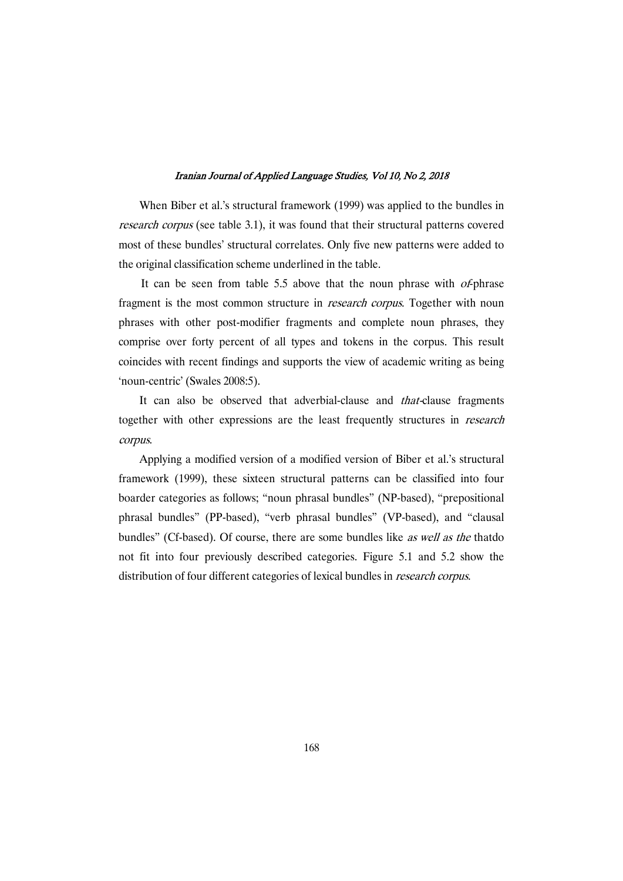When Biber et al.'s structural framework (1999) was applied to the bundles in *research corpus* (see table 3.1), it was found that their structural patterns covered most of these bundles' structural correlates. Only five new patterns were added to the original classification scheme underlined in the table.

It can be seen from table 5.5 above that the noun phrase with *of*-phrase fragment is the most common structure in *research corpus*. Together with noun phrases with other post-modifier fragments and complete noun phrases, they comprise over forty percent of all types and tokens in the corpus. This result coincides with recent findings and supports the view of academic writing as being 'noun-centric' (Swales 2008:5).

It can also be observed that adverbial-clause and *that*-clause fragments together with other expressions are the least frequently structures in *research corpus*.

Applying a modified version of a modified version of Biber et al.'s structural framework (1999), these sixteen structural patterns can be classified into four boarder categories as follows; "noun phrasal bundles" (NP-based), "prepositional phrasal bundles" (PP-based), "verb phrasal bundles" (VP-based), and "clausal bundles" (Cf-based). Of course, there are some bundles like *as well as the* thatdo not fit into four previously described categories. Figure 5.1 and 5.2 show the distribution of four different categories of lexical bundles in *research corpus*.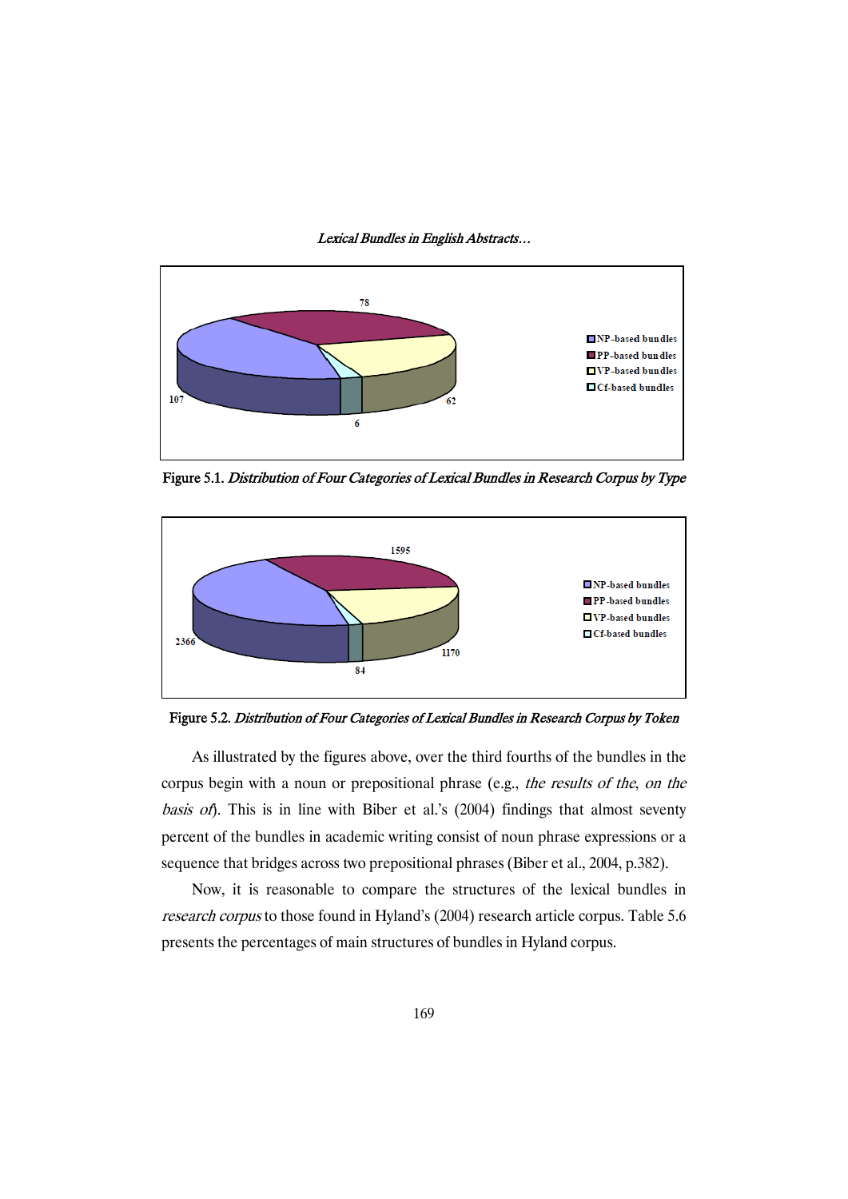78

107

62

6

NP-based bundles
PP-based bundles
VP-based bundles
Cf-based bundles

Figure 5.1. *Distribution of Four Categories of Lexical Bundles in Research Corpus by Type*

1595

2366

1170

84

NP-based bundles
PP-based bundles
VP-based bundles
Cf-based bundles

Figure 5.2. *Distribution of Four Categories of Lexical Bundles in Research Corpus by Token*

As illustrated by the figures above, over the third fourths of the bundles in the corpus begin with a noun or prepositional phrase (e.g., *the results of the*, *on the basis of*). This is in line with Biber et al.'s (2004) findings that almost seventy percent of the bundles in academic writing consist of noun phrase expressions or a sequence that bridges across two prepositional phrases (Biber et al., 2004, p.382).

Now, it is reasonable to compare the structures of the lexical bundles in *research corpus* to those found in Hyland's (2004) research article corpus. Table 5.6 presents the percentages of main structures of bundles in Hyland corpus.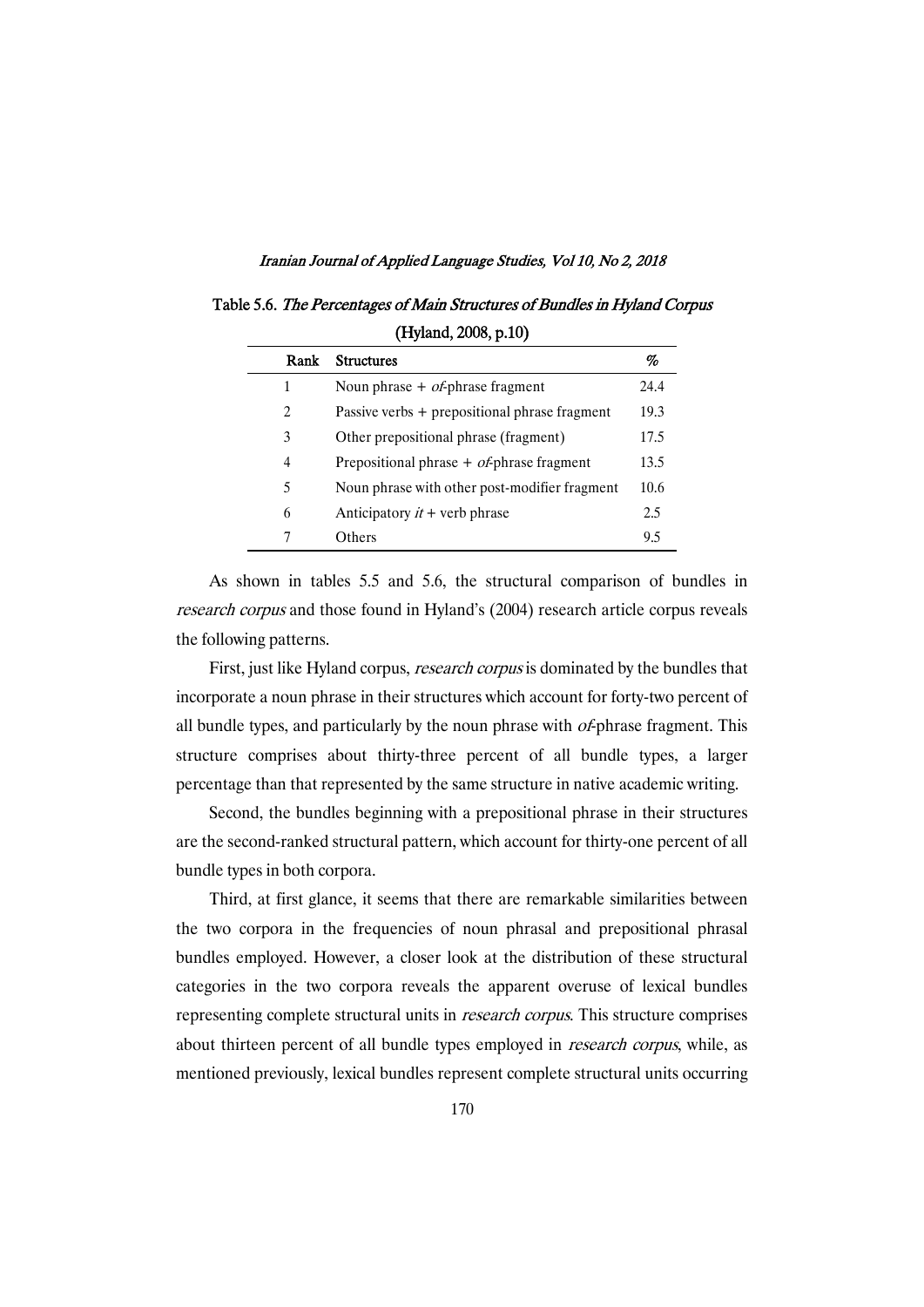Table 5.6. *The Percentages of Main Structures of Bundles in Hyland Corpus* (Hyland, 2008, p.10)

| Rank | Structures | % |
|---|---|---|
| 1 | Noun phrase + *of*-phrase fragment | 24.4 |
| 2 | Passive verbs + prepositional phrase fragment | 19.3 |
| 3 | Other prepositional phrase (fragment) | 17.5 |
| 4 | Prepositional phrase + *of*-phrase fragment | 13.5 |
| 5 | Noun phrase with other post-modifier fragment | 10.6 |
| 6 | Anticipatory *it* + verb phrase | 2.5 |
| 7 | Others | 9.5 |

As shown in tables 5.5 and 5.6, the structural comparison of bundles in *research corpus* and those found in Hyland's (2004) research article corpus reveals the following patterns.

First, just like Hyland corpus, *research corpus* is dominated by the bundles that incorporate a noun phrase in their structures which account for forty-two percent of all bundle types, and particularly by the noun phrase with *of*-phrase fragment. This structure comprises about thirty-three percent of all bundle types, a larger percentage than that represented by the same structure in native academic writing.

Second, the bundles beginning with a prepositional phrase in their structures are the second-ranked structural pattern, which account for thirty-one percent of all bundle types in both corpora.

Third, at first glance, it seems that there are remarkable similarities between the two corpora in the frequencies of noun phrasal and prepositional phrasal bundles employed. However, a closer look at the distribution of these structural categories in the two corpora reveals the apparent overuse of lexical bundles representing complete structural units in *research corpus*. This structure comprises about thirteen percent of all bundle types employed in *research corpus*, while, as mentioned previously, lexical bundles represent complete structural units occurring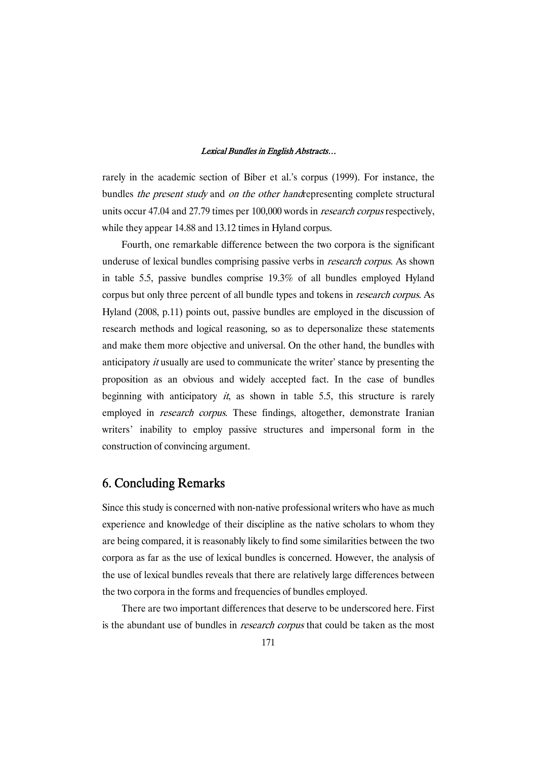rarely in the academic section of Biber et al.'s corpus (1999). For instance, the bundles *the present study* and *on the other hand*representing complete structural units occur 47.04 and 27.79 times per 100,000 words in *research corpus* respectively, while they appear 14.88 and 13.12 times in Hyland corpus.

Fourth, one remarkable difference between the two corpora is the significant underuse of lexical bundles comprising passive verbs in *research corpus*. As shown in table 5.5, passive bundles comprise 19.3% of all bundles employed Hyland corpus but only three percent of all bundle types and tokens in *research corpus*. As Hyland (2008, p.11) points out, passive bundles are employed in the discussion of research methods and logical reasoning, so as to depersonalize these statements and make them more objective and universal. On the other hand, the bundles with anticipatory *it* usually are used to communicate the writer' stance by presenting the proposition as an obvious and widely accepted fact. In the case of bundles beginning with anticipatory *it*, as shown in table 5.5, this structure is rarely employed in *research corpus*. These findings, altogether, demonstrate Iranian writers' inability to employ passive structures and impersonal form in the construction of convincing argument.

## 6. Concluding Remarks

Since this study is concerned with non-native professional writers who have as much experience and knowledge of their discipline as the native scholars to whom they are being compared, it is reasonably likely to find some similarities between the two corpora as far as the use of lexical bundles is concerned. However, the analysis of the use of lexical bundles reveals that there are relatively large differences between the two corpora in the forms and frequencies of bundles employed.

There are two important differences that deserve to be underscored here. First is the abundant use of bundles in *research corpus* that could be taken as the most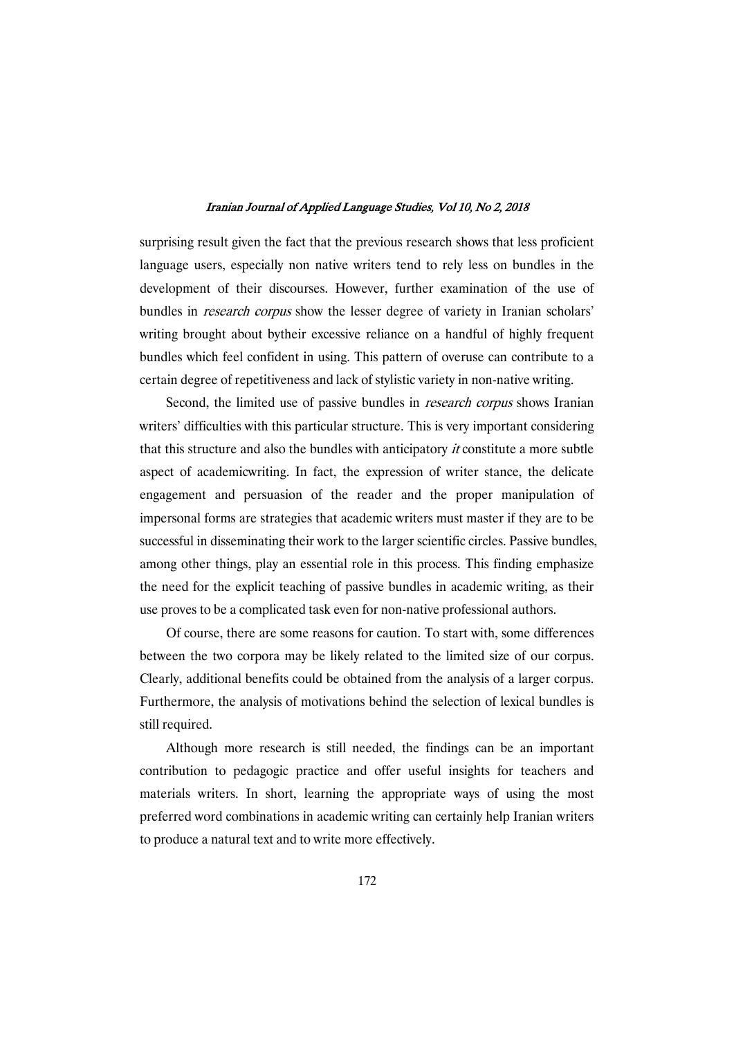surprising result given the fact that the previous research shows that less proficient language users, especially non native writers tend to rely less on bundles in the development of their discourses. However, further examination of the use of bundles in *research corpus* show the lesser degree of variety in Iranian scholars' writing brought about bytheir excessive reliance on a handful of highly frequent bundles which feel confident in using. This pattern of overuse can contribute to a certain degree of repetitiveness and lack of stylistic variety in non-native writing.

Second, the limited use of passive bundles in *research corpus* shows Iranian writers' difficulties with this particular structure. This is very important considering that this structure and also the bundles with anticipatory *it* constitute a more subtle aspect of academicwriting. In fact, the expression of writer stance, the delicate engagement and persuasion of the reader and the proper manipulation of impersonal forms are strategies that academic writers must master if they are to be successful in disseminating their work to the larger scientific circles. Passive bundles, among other things, play an essential role in this process. This finding emphasize the need for the explicit teaching of passive bundles in academic writing, as their use proves to be a complicated task even for non-native professional authors.

Of course, there are some reasons for caution. To start with, some differences between the two corpora may be likely related to the limited size of our corpus. Clearly, additional benefits could be obtained from the analysis of a larger corpus. Furthermore, the analysis of motivations behind the selection of lexical bundles is still required.

Although more research is still needed, the findings can be an important contribution to pedagogic practice and offer useful insights for teachers and materials writers. In short, learning the appropriate ways of using the most preferred word combinations in academic writing can certainly help Iranian writers to produce a natural text and to write more effectively.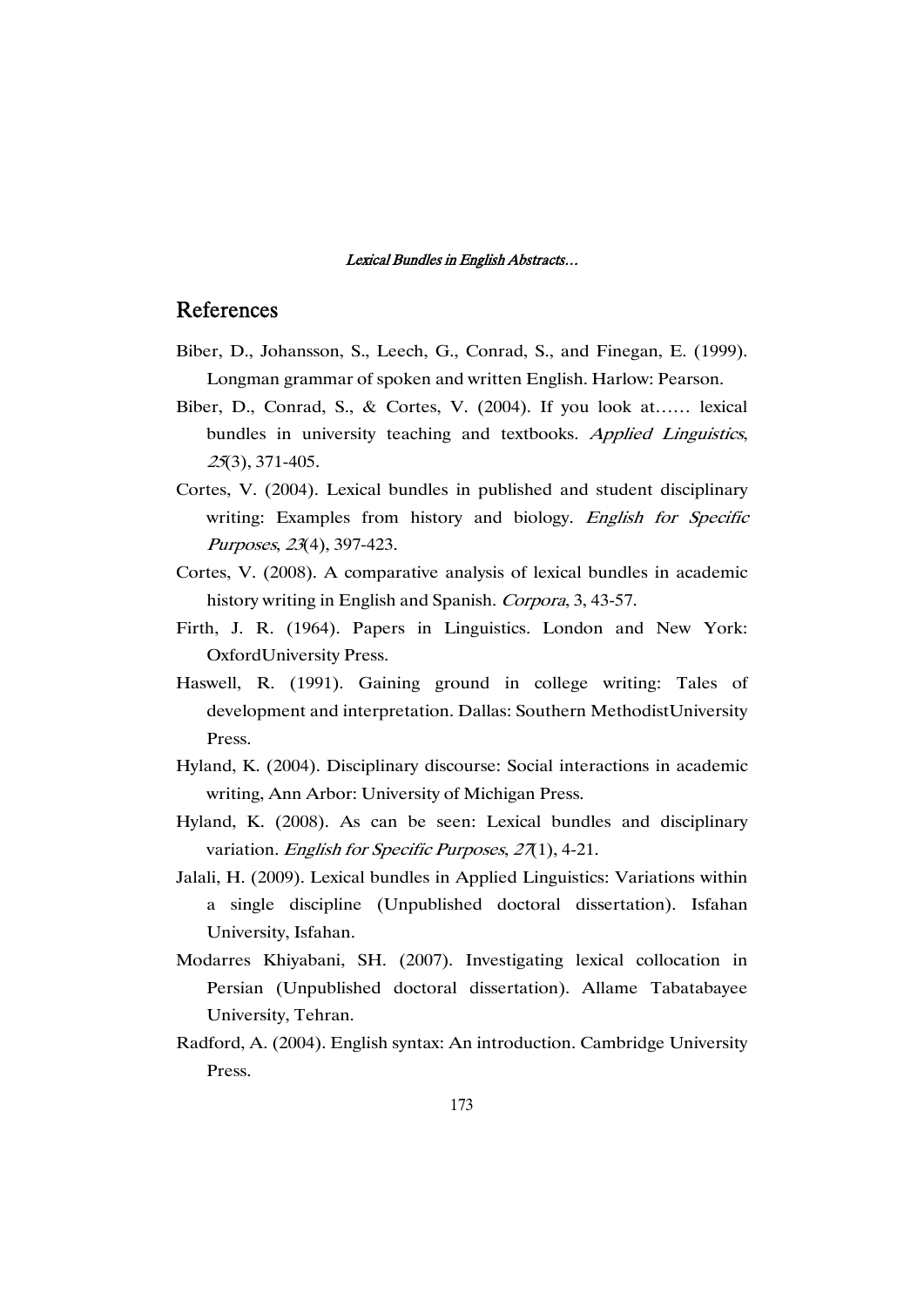## References

Biber, D., Johansson, S., Leech, G., Conrad, S., and Finegan, E. (1999). Longman grammar of spoken and written English. Harlow: Pearson.

Biber, D., Conrad, S., & Cortes, V. (2004). If you look at…… lexical bundles in university teaching and textbooks. *Applied Linguistics*, *25*(3), 371-405.

Cortes, V. (2004). Lexical bundles in published and student disciplinary writing: Examples from history and biology. *English for Specific Purposes*, *23*(4), 397-423.

Cortes, V. (2008). A comparative analysis of lexical bundles in academic history writing in English and Spanish. *Corpora*, 3, 43-57.

Firth, J. R. (1964). Papers in Linguistics. London and New York: OxfordUniversity Press.

Haswell, R. (1991). Gaining ground in college writing: Tales of development and interpretation. Dallas: Southern MethodistUniversity Press.

Hyland, K. (2004). Disciplinary discourse: Social interactions in academic writing, Ann Arbor: University of Michigan Press.

Hyland, K. (2008). As can be seen: Lexical bundles and disciplinary variation. *English for Specific Purposes*, *27*(1), 4-21.

Jalali, H. (2009). Lexical bundles in Applied Linguistics: Variations within a single discipline (Unpublished doctoral dissertation). Isfahan University, Isfahan.

Modarres Khiyabani, SH. (2007). Investigating lexical collocation in Persian (Unpublished doctoral dissertation). Allame Tabatabayee University, Tehran.

Radford, A. (2004). English syntax: An introduction. Cambridge University Press.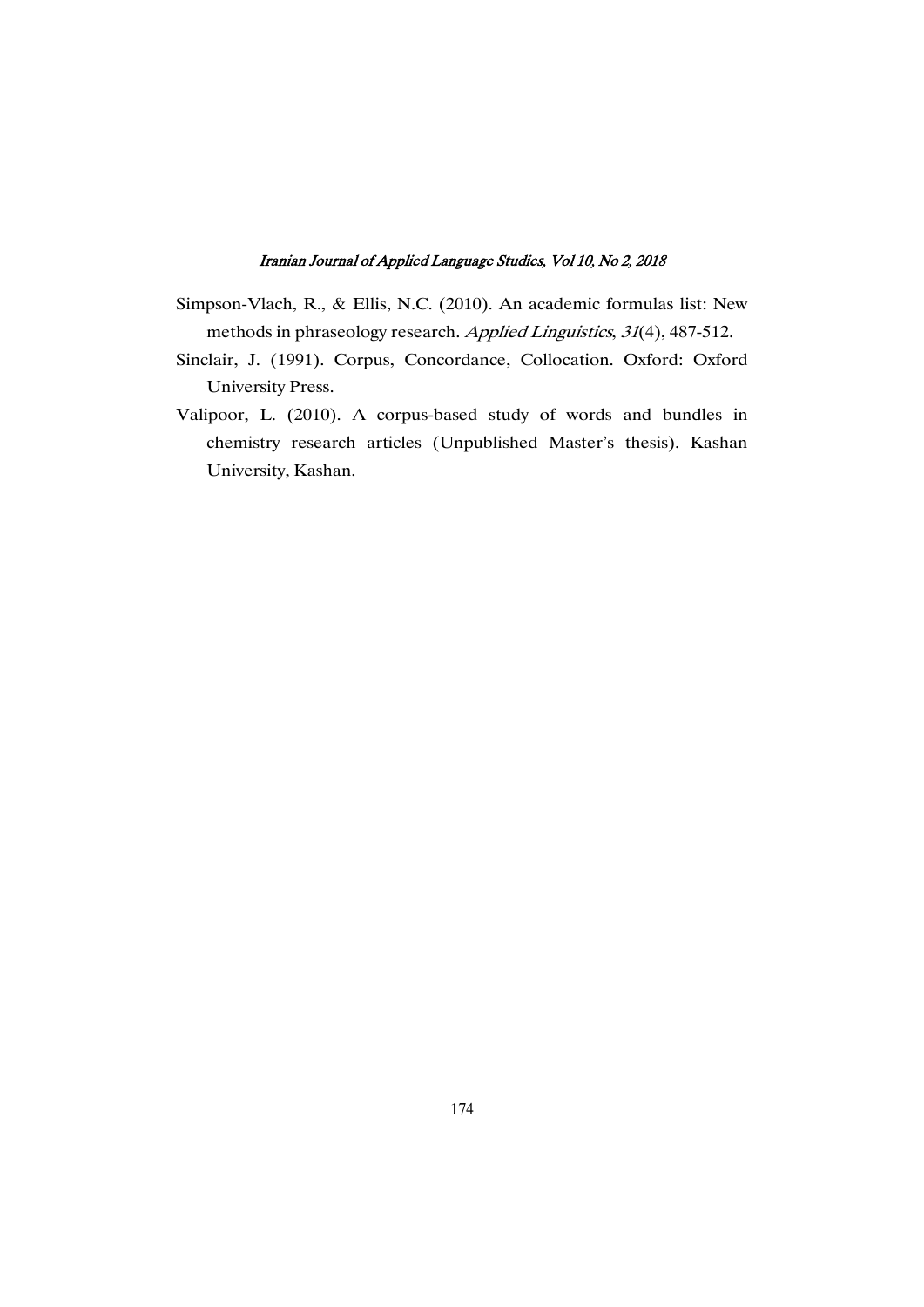Simpson-Vlach, R., & Ellis, N.C. (2010). An academic formulas list: New methods in phraseology research. *Applied Linguistics*, *31*(4), 487-512.

Sinclair, J. (1991). Corpus, Concordance, Collocation. Oxford: Oxford University Press.

Valipoor, L. (2010). A corpus-based study of words and bundles in chemistry research articles (Unpublished Master's thesis). Kashan University, Kashan.